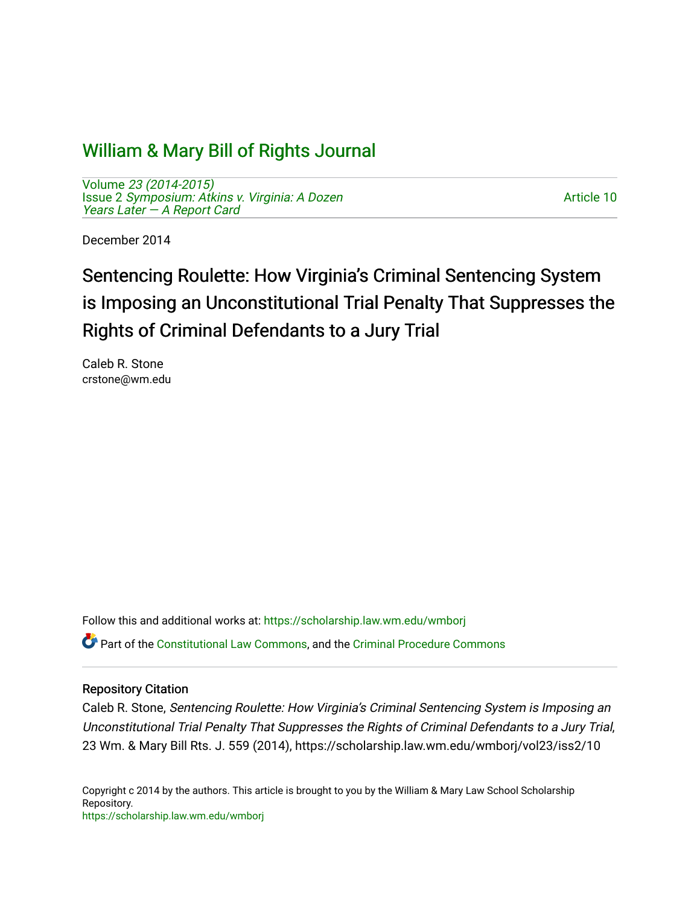# William & Mary Bill of Rights Journal

Volume *23 (2014-2015)*
Issue 2 *Symposium: Atkins v. Virginia: A Dozen Years Later — A Report Card*

Article 10

December 2014

## Sentencing Roulette: How Virginia's Criminal Sentencing System is Imposing an Unconstitutional Trial Penalty That Suppresses the Rights of Criminal Defendants to a Jury Trial

Caleb R. Stone
crstone@wm.edu

Follow this and additional works at: https://scholarship.law.wm.edu/wmborj

Part of the Constitutional Law Commons, and the Criminal Procedure Commons

### Repository Citation

Caleb R. Stone, *Sentencing Roulette: How Virginia's Criminal Sentencing System is Imposing an Unconstitutional Trial Penalty That Suppresses the Rights of Criminal Defendants to a Jury Trial*, 23 Wm. & Mary Bill Rts. J. 559 (2014), https://scholarship.law.wm.edu/wmborj/vol23/iss2/10

Copyright c 2014 by the authors. This article is brought to you by the William & Mary Law School Scholarship Repository.
https://scholarship.law.wm.edu/wmborj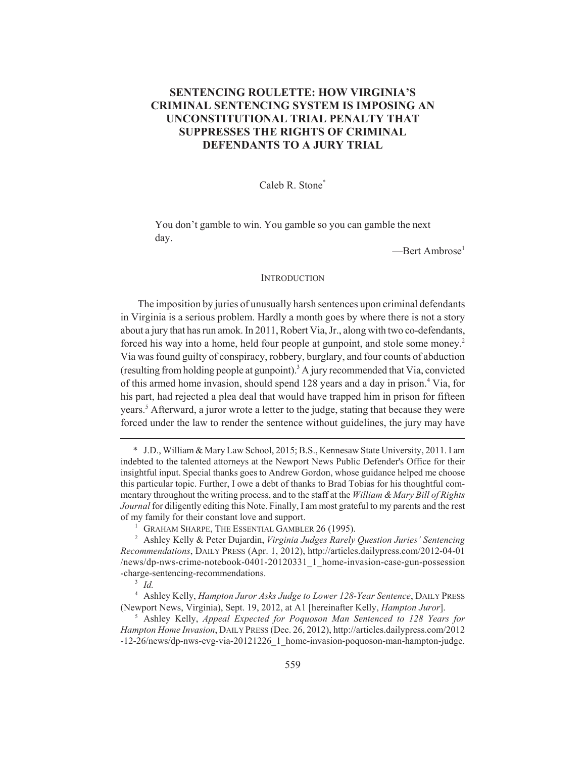# SENTENCING ROULETTE: HOW VIRGINIA'S CRIMINAL SENTENCING SYSTEM IS IMPOSING AN UNCONSTITUTIONAL TRIAL PENALTY THAT SUPPRESSES THE RIGHTS OF CRIMINAL DEFENDANTS TO A JURY TRIAL

Caleb R. Stone*

> You don't gamble to win. You gamble so you can gamble the next day.
>
> —Bert Ambrose[1]

## INTRODUCTION

The imposition by juries of unusually harsh sentences upon criminal defendants in Virginia is a serious problem. Hardly a month goes by where there is not a story about a jury that has run amok. In 2011, Robert Via, Jr., along with two co-defendants, forced his way into a home, held four people at gunpoint, and stole some money.[2] Via was found guilty of conspiracy, robbery, burglary, and four counts of abduction (resulting from holding people at gunpoint).[3] A jury recommended that Via, convicted of this armed home invasion, should spend 128 years and a day in prison.[4] Via, for his part, had rejected a plea deal that would have trapped him in prison for fifteen years.[5] Afterward, a juror wrote a letter to the judge, stating that because they were forced under the law to render the sentence without guidelines, the jury may have

---

\* J.D., William & Mary Law School, 2015; B.S., Kennesaw State University, 2011. I am indebted to the talented attorneys at the Newport News Public Defender's Office for their insightful input. Special thanks goes to Andrew Gordon, whose guidance helped me choose this particular topic. Further, I owe a debt of thanks to Brad Tobias for his thoughtful commentary throughout the writing process, and to the staff at the *William & Mary Bill of Rights Journal* for diligently editing this Note. Finally, I am most grateful to my parents and the rest of my family for their constant love and support.

[1] GRAHAM SHARPE, THE ESSENTIAL GAMBLER 26 (1995).

[2] Ashley Kelly & Peter Dujardin, *Virginia Judges Rarely Question Juries' Sentencing Recommendations*, DAILY PRESS (Apr. 1, 2012), http://articles.dailypress.com/2012-04-01/news/dp-nws-crime-notebook-0401-20120331_1_home-invasion-case-gun-possession-charge-sentencing-recommendations.

[3] *Id.*

[4] Ashley Kelly, *Hampton Juror Asks Judge to Lower 128-Year Sentence*, DAILY PRESS (Newport News, Virginia), Sept. 19, 2012, at A1 [hereinafter Kelly, *Hampton Juror*].

[5] Ashley Kelly, *Appeal Expected for Poquoson Man Sentenced to 128 Years for Hampton Home Invasion*, DAILY PRESS (Dec. 26, 2012), http://articles.dailypress.com/2012-12-26/news/dp-nws-evg-via-20121226_1_home-invasion-poquoson-man-hampton-judge.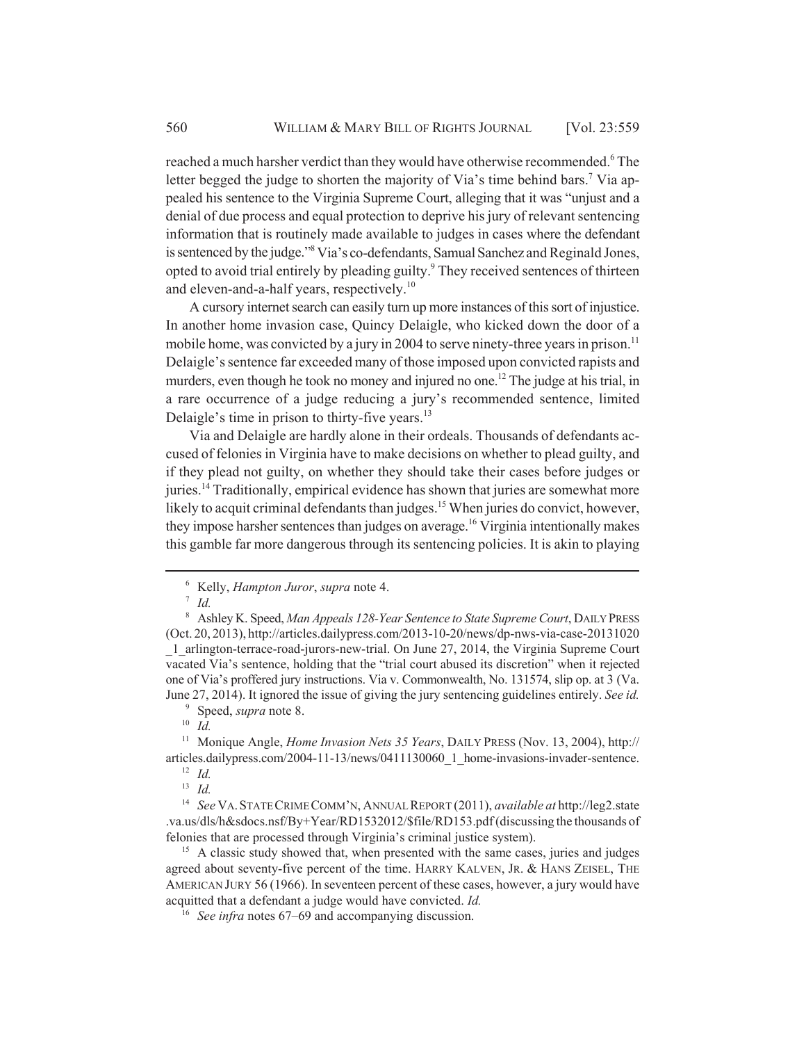reached a much harsher verdict than they would have otherwise recommended.[6] The letter begged the judge to shorten the majority of Via's time behind bars.[7] Via appealed his sentence to the Virginia Supreme Court, alleging that it was "unjust and a denial of due process and equal protection to deprive his jury of relevant sentencing information that is routinely made available to judges in cases where the defendant is sentenced by the judge."[8] Via's co-defendants, Samual Sanchez and Reginald Jones, opted to avoid trial entirely by pleading guilty.[9] They received sentences of thirteen and eleven-and-a-half years, respectively.[10]

A cursory internet search can easily turn up more instances of this sort of injustice. In another home invasion case, Quincy Delaigle, who kicked down the door of a mobile home, was convicted by a jury in 2004 to serve ninety-three years in prison.[11] Delaigle's sentence far exceeded many of those imposed upon convicted rapists and murders, even though he took no money and injured no one.[12] The judge at his trial, in a rare occurrence of a judge reducing a jury's recommended sentence, limited Delaigle's time in prison to thirty-five years.[13]

Via and Delaigle are hardly alone in their ordeals. Thousands of defendants accused of felonies in Virginia have to make decisions on whether to plead guilty, and if they plead not guilty, on whether they should take their cases before judges or juries.[14] Traditionally, empirical evidence has shown that juries are somewhat more likely to acquit criminal defendants than judges.[15] When juries do convict, however, they impose harsher sentences than judges on average.[16] Virginia intentionally makes this gamble far more dangerous through its sentencing policies. It is akin to playing

---

[6] Kelly, *Hampton Juror*, *supra* note 4.

[7] *Id.*

[8] Ashley K. Speed, *Man Appeals 128-Year Sentence to State Supreme Court*, DAILY PRESS (Oct. 20, 2013), http://articles.dailypress.com/2013-10-20/news/dp-nws-via-case-20131020_1_arlington-terrace-road-jurors-new-trial. On June 27, 2014, the Virginia Supreme Court vacated Via's sentence, holding that the "trial court abused its discretion" when it rejected one of Via's proffered jury instructions. Via v. Commonwealth, No. 131574, slip op. at 3 (Va. June 27, 2014). It ignored the issue of giving the jury sentencing guidelines entirely. *See id.*

[9] Speed, *supra* note 8.

[10] *Id.*

[11] Monique Angle, *Home Invasion Nets 35 Years*, DAILY PRESS (Nov. 13, 2004), http://articles.dailypress.com/2004-11-13/news/0411130060_1_home-invasions-invader-sentence.

[12] *Id.*

[13] *Id.*

[14] *See* VA. STATE CRIME COMM'N, ANNUAL REPORT (2011), *available at* http://leg2.state.va.us/dls/h&sdocs.nsf/By+Year/RD1532012/$file/RD153.pdf (discussing the thousands of felonies that are processed through Virginia's criminal justice system).

[15] A classic study showed that, when presented with the same cases, juries and judges agreed about seventy-five percent of the time. HARRY KALVEN, JR. & HANS ZEISEL, THE AMERICAN JURY 56 (1966). In seventeen percent of these cases, however, a jury would have acquitted that a defendant a judge would have convicted. *Id.*

[16] *See infra* notes 67–69 and accompanying discussion.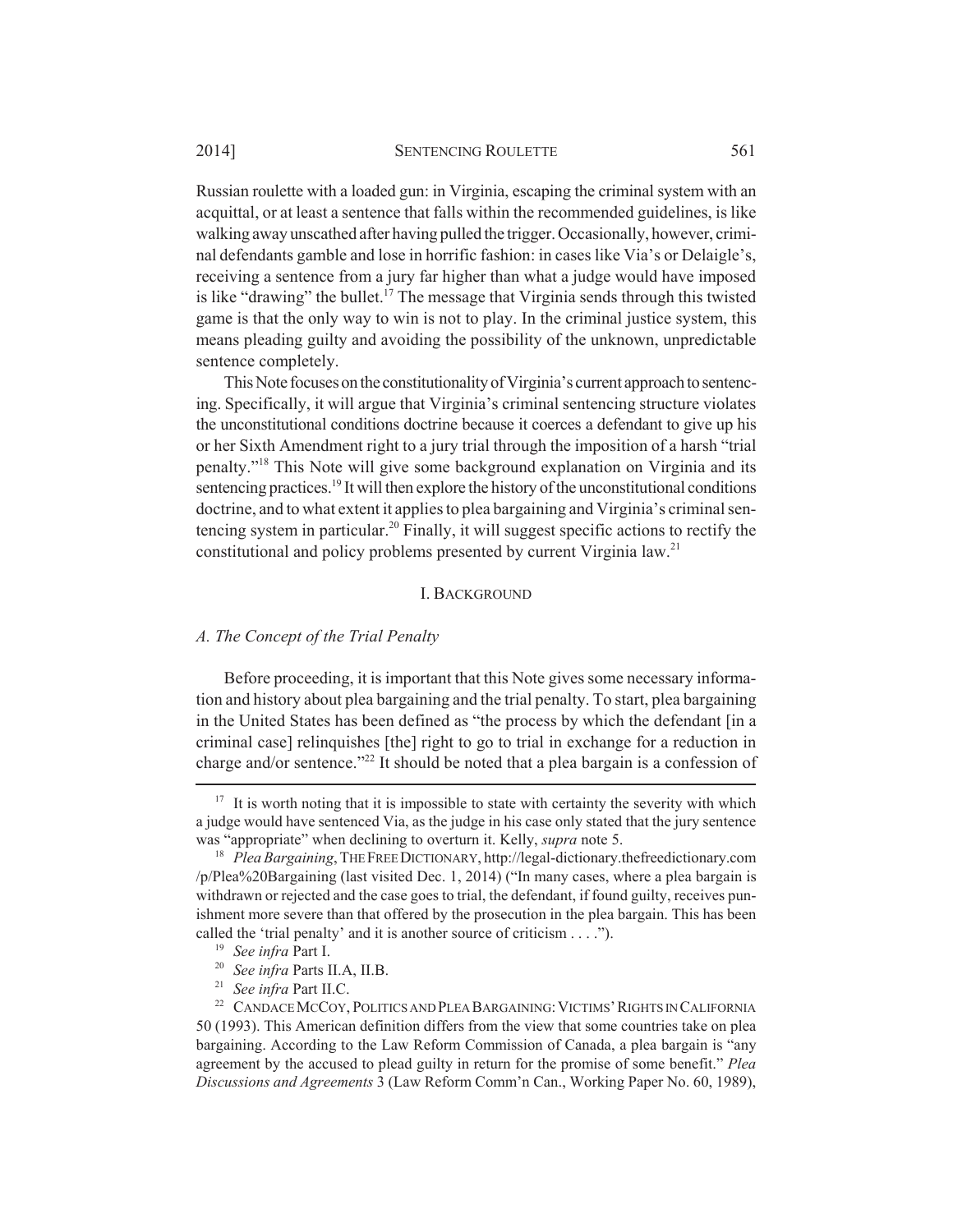Russian roulette with a loaded gun: in Virginia, escaping the criminal system with an acquittal, or at least a sentence that falls within the recommended guidelines, is like walking away unscathed after having pulled the trigger. Occasionally, however, criminal defendants gamble and lose in horrific fashion: in cases like Via's or Delaigle's, receiving a sentence from a jury far higher than what a judge would have imposed is like "drawing" the bullet.[17] The message that Virginia sends through this twisted game is that the only way to win is not to play. In the criminal justice system, this means pleading guilty and avoiding the possibility of the unknown, unpredictable sentence completely.

This Note focuses on the constitutionality of Virginia's current approach to sentencing. Specifically, it will argue that Virginia's criminal sentencing structure violates the unconstitutional conditions doctrine because it coerces a defendant to give up his or her Sixth Amendment right to a jury trial through the imposition of a harsh "trial penalty."[18] This Note will give some background explanation on Virginia and its sentencing practices.[19] It will then explore the history of the unconstitutional conditions doctrine, and to what extent it applies to plea bargaining and Virginia's criminal sentencing system in particular.[20] Finally, it will suggest specific actions to rectify the constitutional and policy problems presented by current Virginia law.[21]

## I. BACKGROUND

### *A. The Concept of the Trial Penalty*

Before proceeding, it is important that this Note gives some necessary information and history about plea bargaining and the trial penalty. To start, plea bargaining in the United States has been defined as "the process by which the defendant [in a criminal case] relinquishes [the] right to go to trial in exchange for a reduction in charge and/or sentence."[22] It should be noted that a plea bargain is a confession of

---

[17] It is worth noting that it is impossible to state with certainty the severity with which a judge would have sentenced Via, as the judge in his case only stated that the jury sentence was "appropriate" when declining to overturn it. Kelly, *supra* note 5.

[18] *Plea Bargaining*, THE FREE DICTIONARY, http://legal-dictionary.thefreedictionary.com/p/Plea%20Bargaining (last visited Dec. 1, 2014) ("In many cases, where a plea bargain is withdrawn or rejected and the case goes to trial, the defendant, if found guilty, receives punishment more severe than that offered by the prosecution in the plea bargain. This has been called the 'trial penalty' and it is another source of criticism . . . .").

[19] *See infra* Part I.

[20] *See infra* Parts II.A, II.B.

[21] *See infra* Part II.C.

[22] CANDACE MCCOY, POLITICS AND PLEA BARGAINING: VICTIMS' RIGHTS IN CALIFORNIA 50 (1993). This American definition differs from the view that some countries take on plea bargaining. According to the Law Reform Commission of Canada, a plea bargain is "any agreement by the accused to plead guilty in return for the promise of some benefit." *Plea Discussions and Agreements* 3 (Law Reform Comm'n Can., Working Paper No. 60, 1989),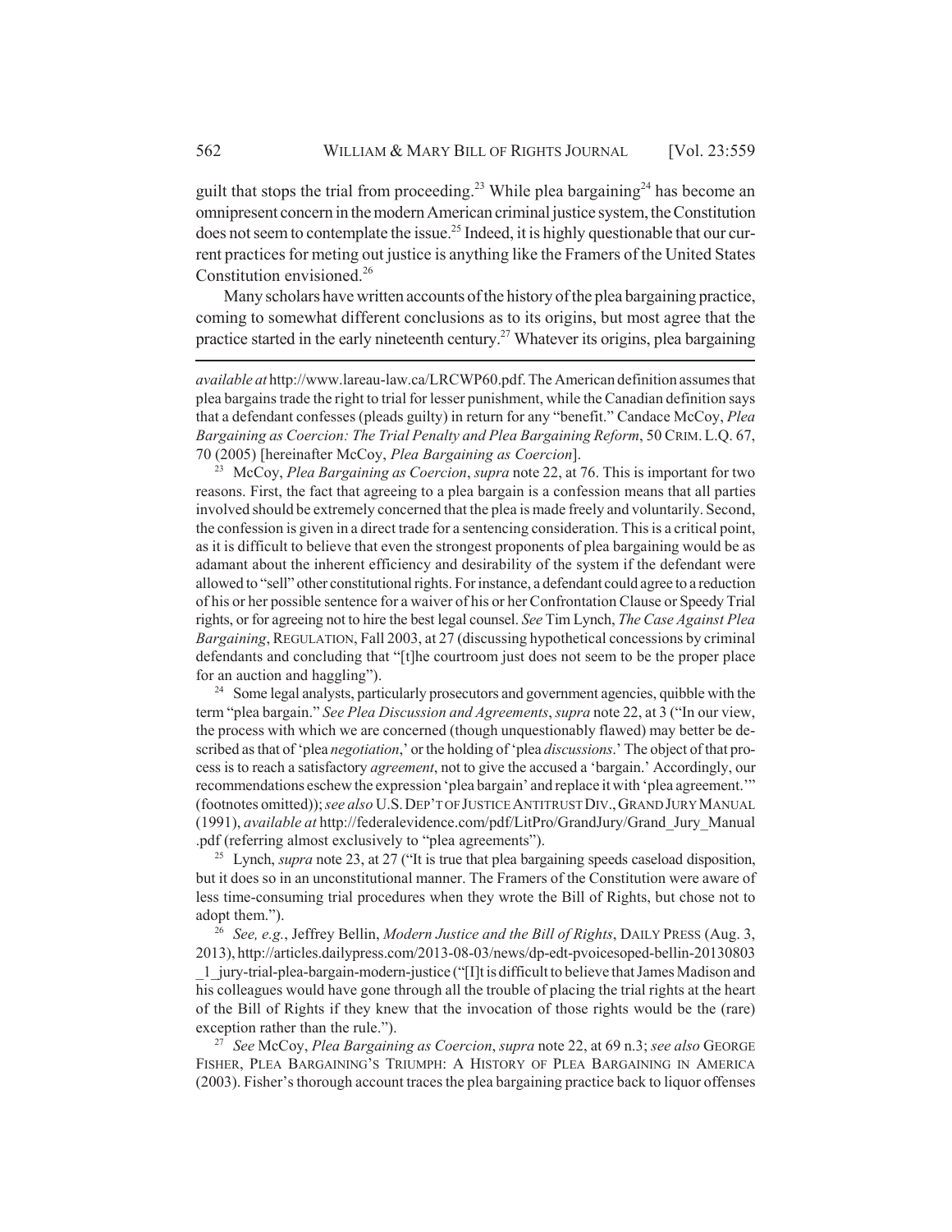guilt that stops the trial from proceeding.[23] While plea bargaining[24] has become an omnipresent concern in the modern American criminal justice system, the Constitution does not seem to contemplate the issue.[25] Indeed, it is highly questionable that our current practices for meting out justice is anything like the Framers of the United States Constitution envisioned.[26]

Many scholars have written accounts of the history of the plea bargaining practice, coming to somewhat different conclusions as to its origins, but most agree that the practice started in the early nineteenth century.[27] Whatever its origins, plea bargaining

---

*available at* http://www.lareau-law.ca/LRCWP60.pdf. The American definition assumes that plea bargains trade the right to trial for lesser punishment, while the Canadian definition says that a defendant confesses (pleads guilty) in return for any "benefit." Candace McCoy, *Plea Bargaining as Coercion: The Trial Penalty and Plea Bargaining Reform*, 50 CRIM. L.Q. 67, 70 (2005) [hereinafter McCoy, *Plea Bargaining as Coercion*].

[23] McCoy, *Plea Bargaining as Coercion*, *supra* note 22, at 76. This is important for two reasons. First, the fact that agreeing to a plea bargain is a confession means that all parties involved should be extremely concerned that the plea is made freely and voluntarily. Second, the confession is given in a direct trade for a sentencing consideration. This is a critical point, as it is difficult to believe that even the strongest proponents of plea bargaining would be as adamant about the inherent efficiency and desirability of the system if the defendant were allowed to "sell" other constitutional rights. For instance, a defendant could agree to a reduction of his or her possible sentence for a waiver of his or her Confrontation Clause or Speedy Trial rights, or for agreeing not to hire the best legal counsel. *See* Tim Lynch, *The Case Against Plea Bargaining*, REGULATION, Fall 2003, at 27 (discussing hypothetical concessions by criminal defendants and concluding that "[t]he courtroom just does not seem to be the proper place for an auction and haggling").

[24] Some legal analysts, particularly prosecutors and government agencies, quibble with the term "plea bargain." *See Plea Discussion and Agreements*, *supra* note 22, at 3 ("In our view, the process with which we are concerned (though unquestionably flawed) may better be described as that of 'plea *negotiation*,' or the holding of 'plea *discussions*.' The object of that process is to reach a satisfactory *agreement*, not to give the accused a 'bargain.' Accordingly, our recommendations eschew the expression 'plea bargain' and replace it with 'plea agreement.'" (footnotes omitted)); *see also* U.S. DEP'T OF JUSTICE ANTITRUST DIV., GRAND JURY MANUAL (1991), *available at* http://federalevidence.com/pdf/LitPro/GrandJury/Grand_Jury_Manual.pdf (referring almost exclusively to "plea agreements").

[25] Lynch, *supra* note 23, at 27 ("It is true that plea bargaining speeds caseload disposition, but it does so in an unconstitutional manner. The Framers of the Constitution were aware of less time-consuming trial procedures when they wrote the Bill of Rights, but chose not to adopt them.").

[26] *See, e.g.*, Jeffrey Bellin, *Modern Justice and the Bill of Rights*, DAILY PRESS (Aug. 3, 2013), http://articles.dailypress.com/2013-08-03/news/dp-edt-pvoicesoped-bellin-20130803_1_jury-trial-plea-bargain-modern-justice ("[I]t is difficult to believe that James Madison and his colleagues would have gone through all the trouble of placing the trial rights at the heart of the Bill of Rights if they knew that the invocation of those rights would be the (rare) exception rather than the rule.").

[27] *See* McCoy, *Plea Bargaining as Coercion*, *supra* note 22, at 69 n.3; *see also* GEORGE FISHER, PLEA BARGAINING'S TRIUMPH: A HISTORY OF PLEA BARGAINING IN AMERICA (2003). Fisher's thorough account traces the plea bargaining practice back to liquor offenses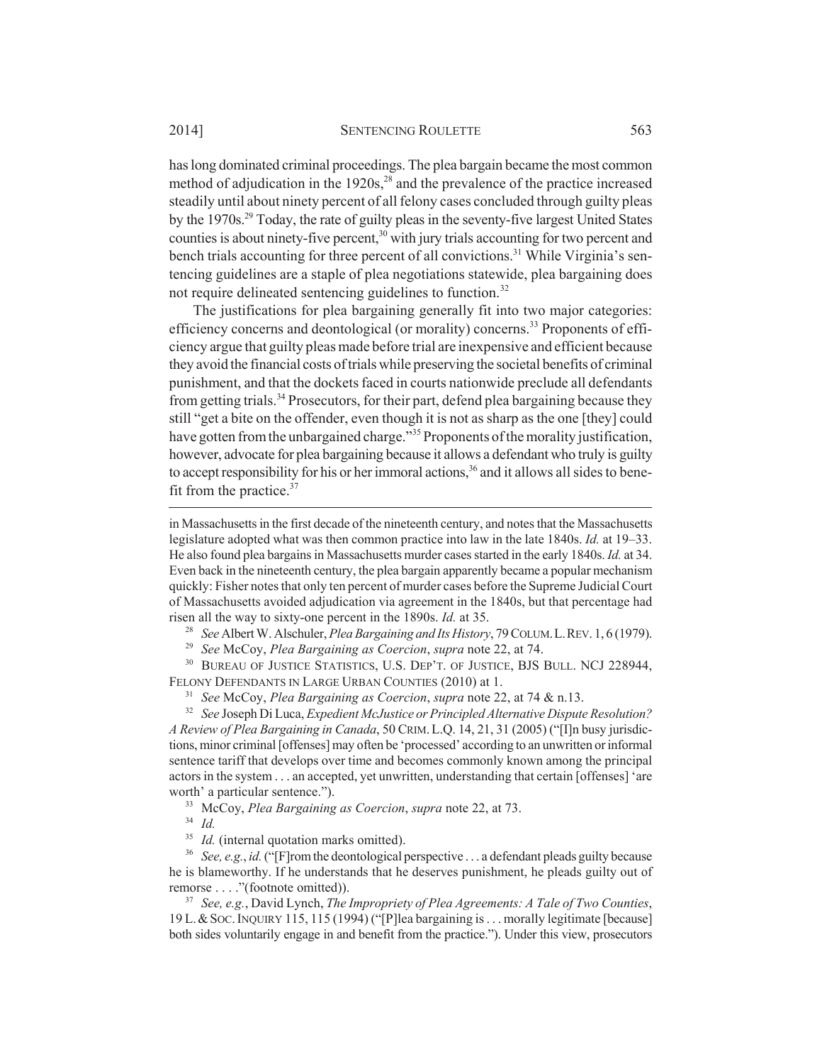has long dominated criminal proceedings. The plea bargain became the most common method of adjudication in the 1920s,[28] and the prevalence of the practice increased steadily until about ninety percent of all felony cases concluded through guilty pleas by the 1970s.[29] Today, the rate of guilty pleas in the seventy-five largest United States counties is about ninety-five percent,[30] with jury trials accounting for two percent and bench trials accounting for three percent of all convictions.[31] While Virginia's sentencing guidelines are a staple of plea negotiations statewide, plea bargaining does not require delineated sentencing guidelines to function.[32]

The justifications for plea bargaining generally fit into two major categories: efficiency concerns and deontological (or morality) concerns.[33] Proponents of efficiency argue that guilty pleas made before trial are inexpensive and efficient because they avoid the financial costs of trials while preserving the societal benefits of criminal punishment, and that the dockets faced in courts nationwide preclude all defendants from getting trials.[34] Prosecutors, for their part, defend plea bargaining because they still "get a bite on the offender, even though it is not as sharp as the one [they] could have gotten from the unbargained charge."[35] Proponents of the morality justification, however, advocate for plea bargaining because it allows a defendant who truly is guilty to accept responsibility for his or her immoral actions,[36] and it allows all sides to benefit from the practice.[37]

---

in Massachusetts in the first decade of the nineteenth century, and notes that the Massachusetts legislature adopted what was then common practice into law in the late 1840s. *Id.* at 19–33. He also found plea bargains in Massachusetts murder cases started in the early 1840s. *Id.* at 34. Even back in the nineteenth century, the plea bargain apparently became a popular mechanism quickly: Fisher notes that only ten percent of murder cases before the Supreme Judicial Court of Massachusetts avoided adjudication via agreement in the 1840s, but that percentage had risen all the way to sixty-one percent in the 1890s. *Id.* at 35.

[28] *See* Albert W. Alschuler, *Plea Bargaining and Its History*, 79 COLUM. L. REV. 1, 6 (1979).

[29] *See* McCoy, *Plea Bargaining as Coercion*, *supra* note 22, at 74.

[30] BUREAU OF JUSTICE STATISTICS, U.S. DEP'T. OF JUSTICE, BJS BULL. NCJ 228944, FELONY DEFENDANTS IN LARGE URBAN COUNTIES (2010) at 1.

[31] *See* McCoy, *Plea Bargaining as Coercion*, *supra* note 22, at 74 & n.13.

[32] *See* Joseph Di Luca, *Expedient McJustice or Principled Alternative Dispute Resolution? A Review of Plea Bargaining in Canada*, 50 CRIM. L.Q. 14, 21, 31 (2005) ("[I]n busy jurisdictions, minor criminal [offenses] may often be 'processed' according to an unwritten or informal sentence tariff that develops over time and becomes commonly known among the principal actors in the system . . . an accepted, yet unwritten, understanding that certain [offenses] 'are worth' a particular sentence.").

[33] McCoy, *Plea Bargaining as Coercion*, *supra* note 22, at 73.

[34] *Id.*

[35] *Id.* (internal quotation marks omitted).

[36] *See, e.g.*, *id.* ("[F]rom the deontological perspective . . . a defendant pleads guilty because he is blameworthy. If he understands that he deserves punishment, he pleads guilty out of remorse . . . ."(footnote omitted)).

[37] *See, e.g.*, David Lynch, *The Impropriety of Plea Agreements: A Tale of Two Counties*, 19 L. & SOC. INQUIRY 115, 115 (1994) ("[P]lea bargaining is . . . morally legitimate [because] both sides voluntarily engage in and benefit from the practice."). Under this view, prosecutors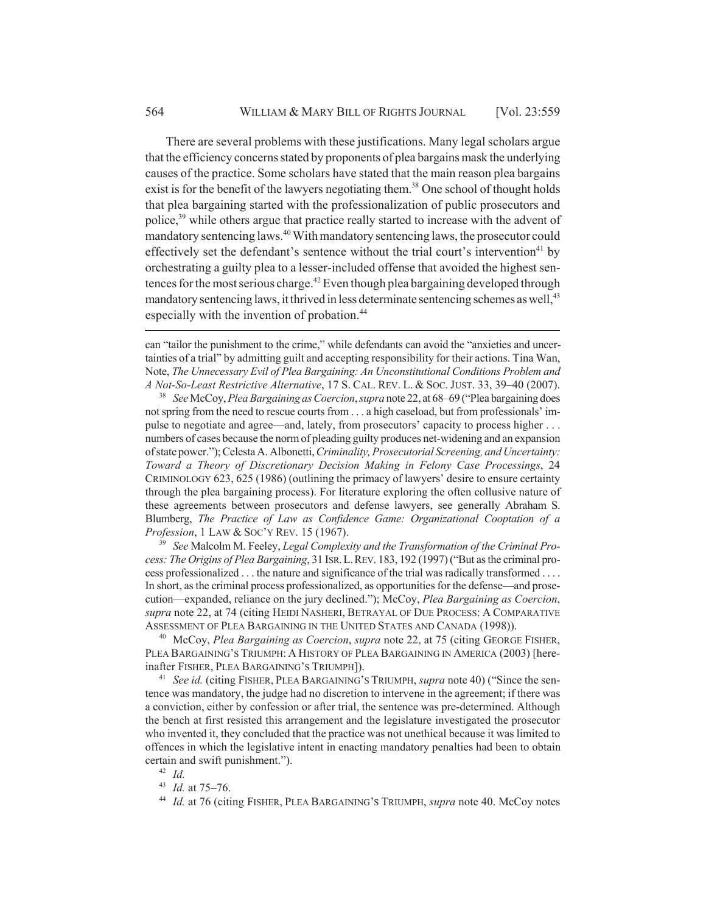There are several problems with these justifications. Many legal scholars argue that the efficiency concerns stated by proponents of plea bargains mask the underlying causes of the practice. Some scholars have stated that the main reason plea bargains exist is for the benefit of the lawyers negotiating them.[38] One school of thought holds that plea bargaining started with the professionalization of public prosecutors and police,[39] while others argue that practice really started to increase with the advent of mandatory sentencing laws.[40] With mandatory sentencing laws, the prosecutor could effectively set the defendant's sentence without the trial court's intervention[41] by orchestrating a guilty plea to a lesser-included offense that avoided the highest sentences for the most serious charge.[42] Even though plea bargaining developed through mandatory sentencing laws, it thrived in less determinate sentencing schemes as well,[43] especially with the invention of probation.[44]

---

can "tailor the punishment to the crime," while defendants can avoid the "anxieties and uncertainties of a trial" by admitting guilt and accepting responsibility for their actions. Tina Wan, Note, *The Unnecessary Evil of Plea Bargaining: An Unconstitutional Conditions Problem and A Not-So-Least Restrictive Alternative*, 17 S. CAL. REV. L. & SOC. JUST. 33, 39–40 (2007).

[38] *See* McCoy, *Plea Bargaining as Coercion*, *supra* note 22, at 68–69 ("Plea bargaining does not spring from the need to rescue courts from . . . a high caseload, but from professionals' impulse to negotiate and agree—and, lately, from prosecutors' capacity to process higher . . . numbers of cases because the norm of pleading guilty produces net-widening and an expansion of state power."); Celesta A. Albonetti, *Criminality, Prosecutorial Screening, and Uncertainty: Toward a Theory of Discretionary Decision Making in Felony Case Processings*, 24 CRIMINOLOGY 623, 625 (1986) (outlining the primacy of lawyers' desire to ensure certainty through the plea bargaining process). For literature exploring the often collusive nature of these agreements between prosecutors and defense lawyers, see generally Abraham S. Blumberg, *The Practice of Law as Confidence Game: Organizational Cooptation of a Profession*, 1 LAW & SOC'Y REV. 15 (1967).

[39] *See* Malcolm M. Feeley, *Legal Complexity and the Transformation of the Criminal Process: The Origins of Plea Bargaining*, 31 ISR. L. REV. 183, 192 (1997) ("But as the criminal process professionalized . . . the nature and significance of the trial was radically transformed . . . . In short, as the criminal process professionalized, as opportunities for the defense—and prosecution—expanded, reliance on the jury declined."); McCoy, *Plea Bargaining as Coercion*, *supra* note 22, at 74 (citing HEIDI NASHERI, BETRAYAL OF DUE PROCESS: A COMPARATIVE ASSESSMENT OF PLEA BARGAINING IN THE UNITED STATES AND CANADA (1998)).

[40] McCoy, *Plea Bargaining as Coercion*, *supra* note 22, at 75 (citing GEORGE FISHER, PLEA BARGAINING'S TRIUMPH: A HISTORY OF PLEA BARGAINING IN AMERICA (2003) [hereinafter FISHER, PLEA BARGAINING'S TRIUMPH]).

[41] *See id.* (citing FISHER, PLEA BARGAINING'S TRIUMPH, *supra* note 40) ("Since the sentence was mandatory, the judge had no discretion to intervene in the agreement; if there was a conviction, either by confession or after trial, the sentence was pre-determined. Although the bench at first resisted this arrangement and the legislature investigated the prosecutor who invented it, they concluded that the practice was not unethical because it was limited to offences in which the legislative intent in enacting mandatory penalties had been to obtain certain and swift punishment.").

[42] *Id.*

[43] *Id.* at 75–76.

[44] *Id.* at 76 (citing FISHER, PLEA BARGAINING'S TRIUMPH, *supra* note 40. McCoy notes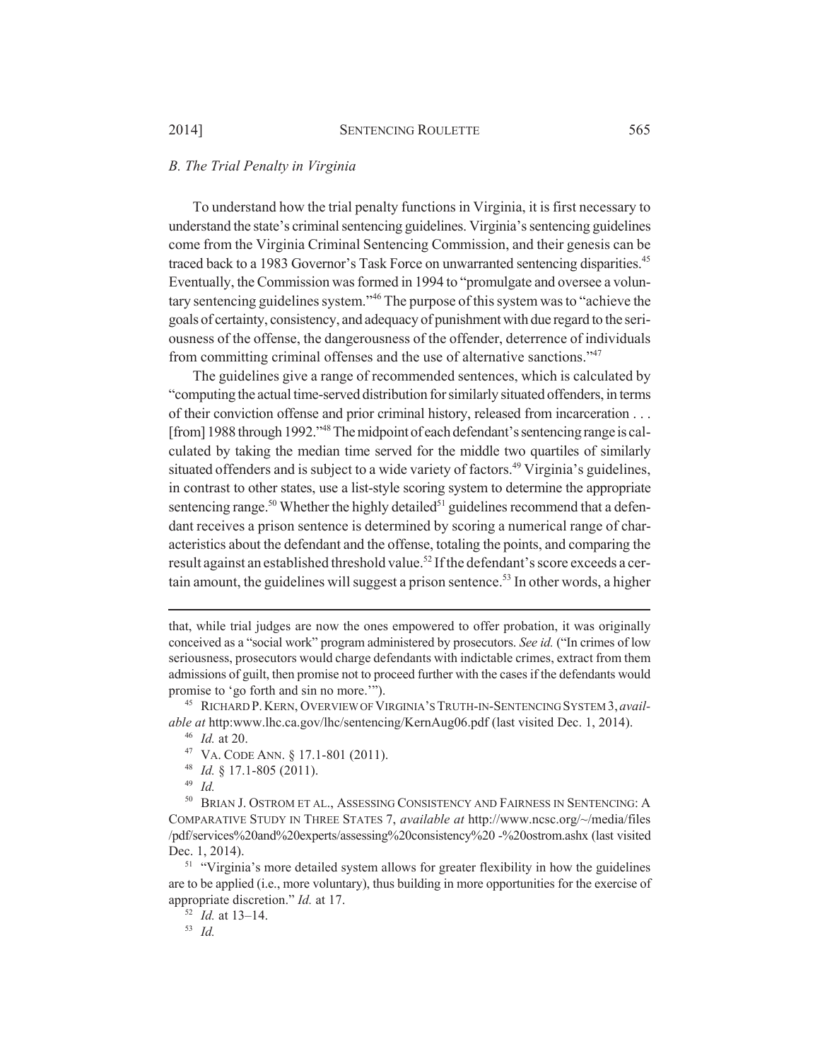### *B. The Trial Penalty in Virginia*

To understand how the trial penalty functions in Virginia, it is first necessary to understand the state's criminal sentencing guidelines. Virginia's sentencing guidelines come from the Virginia Criminal Sentencing Commission, and their genesis can be traced back to a 1983 Governor's Task Force on unwarranted sentencing disparities.[45] Eventually, the Commission was formed in 1994 to "promulgate and oversee a voluntary sentencing guidelines system."[46] The purpose of this system was to "achieve the goals of certainty, consistency, and adequacy of punishment with due regard to the seriousness of the offense, the dangerousness of the offender, deterrence of individuals from committing criminal offenses and the use of alternative sanctions."[47]

The guidelines give a range of recommended sentences, which is calculated by "computing the actual time-served distribution for similarly situated offenders, in terms of their conviction offense and prior criminal history, released from incarceration . . . [from] 1988 through 1992."[48] The midpoint of each defendant's sentencing range is calculated by taking the median time served for the middle two quartiles of similarly situated offenders and is subject to a wide variety of factors.[49] Virginia's guidelines, in contrast to other states, use a list-style scoring system to determine the appropriate sentencing range.[50] Whether the highly detailed[51] guidelines recommend that a defendant receives a prison sentence is determined by scoring a numerical range of characteristics about the defendant and the offense, totaling the points, and comparing the result against an established threshold value.[52] If the defendant's score exceeds a certain amount, the guidelines will suggest a prison sentence.[53] In other words, a higher

---

that, while trial judges are now the ones empowered to offer probation, it was originally conceived as a "social work" program administered by prosecutors. *See id.* ("In crimes of low seriousness, prosecutors would charge defendants with indictable crimes, extract from them admissions of guilt, then promise not to proceed further with the cases if the defendants would promise to 'go forth and sin no more.'").

[45] RICHARD P. KERN, OVERVIEW OF VIRGINIA'S TRUTH-IN-SENTENCING SYSTEM 3, *available at* http:www.lhc.ca.gov/lhc/sentencing/KernAug06.pdf (last visited Dec. 1, 2014).

[46] *Id.* at 20.

[47] VA. CODE ANN. § 17.1-801 (2011).

[48] *Id.* § 17.1-805 (2011).

[49] *Id.*

[50] BRIAN J. OSTROM ET AL., ASSESSING CONSISTENCY AND FAIRNESS IN SENTENCING: A COMPARATIVE STUDY IN THREE STATES 7, *available at* http://www.ncsc.org/~/media/files/pdf/services%20and%20experts/assessing%20consistency%20-%20ostrom.ashx (last visited Dec. 1, 2014).

[51] "Virginia's more detailed system allows for greater flexibility in how the guidelines are to be applied (i.e., more voluntary), thus building in more opportunities for the exercise of appropriate discretion." *Id.* at 17.

[52] *Id.* at 13–14.

[53] *Id.*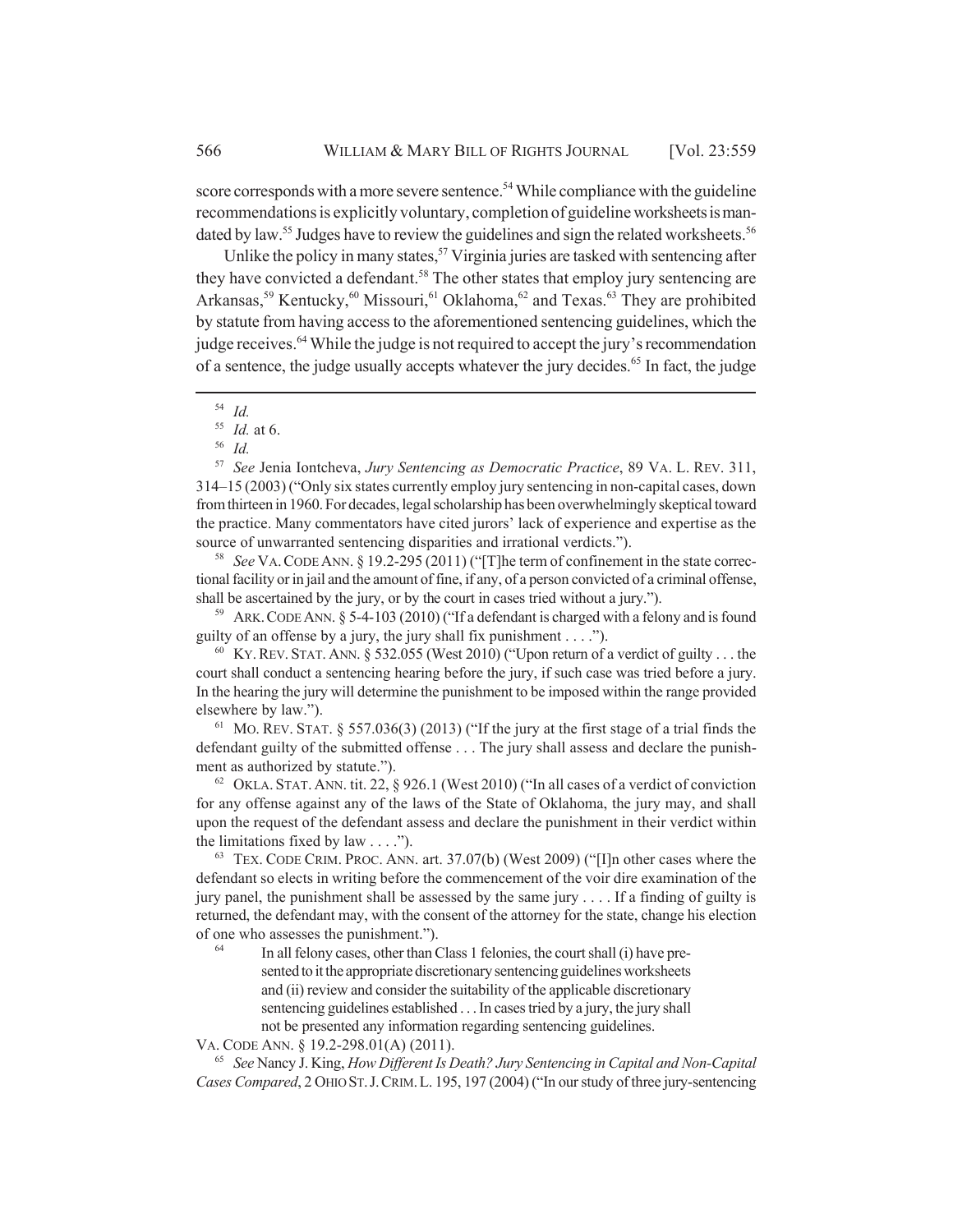score corresponds with a more severe sentence.[54] While compliance with the guideline recommendations is explicitly voluntary, completion of guideline worksheets is mandated by law.[55] Judges have to review the guidelines and sign the related worksheets.[56]

Unlike the policy in many states,[57] Virginia juries are tasked with sentencing after they have convicted a defendant.[58] The other states that employ jury sentencing are Arkansas,[59] Kentucky,[60] Missouri,[61] Oklahoma,[62] and Texas.[63] They are prohibited by statute from having access to the aforementioned sentencing guidelines, which the judge receives.[64] While the judge is not required to accept the jury's recommendation of a sentence, the judge usually accepts whatever the jury decides.[65] In fact, the judge

---

[54] *Id.*

[55] *Id.* at 6.

[56] *Id.*

[57] *See* Jenia Iontcheva, *Jury Sentencing as Democratic Practice*, 89 VA. L. REV. 311, 314–15 (2003) ("Only six states currently employ jury sentencing in non-capital cases, down from thirteen in 1960. For decades, legal scholarship has been overwhelmingly skeptical toward the practice. Many commentators have cited jurors' lack of experience and expertise as the source of unwarranted sentencing disparities and irrational verdicts.").

[58] *See* VA. CODE ANN. § 19.2-295 (2011) ("[T]he term of confinement in the state correctional facility or in jail and the amount of fine, if any, of a person convicted of a criminal offense, shall be ascertained by the jury, or by the court in cases tried without a jury.").

[59] ARK. CODE ANN. § 5-4-103 (2010) ("If a defendant is charged with a felony and is found guilty of an offense by a jury, the jury shall fix punishment . . . .").

[60] KY. REV. STAT. ANN. § 532.055 (West 2010) ("Upon return of a verdict of guilty . . . the court shall conduct a sentencing hearing before the jury, if such case was tried before a jury. In the hearing the jury will determine the punishment to be imposed within the range provided elsewhere by law.").

[61] MO. REV. STAT. § 557.036(3) (2013) ("If the jury at the first stage of a trial finds the defendant guilty of the submitted offense . . . The jury shall assess and declare the punishment as authorized by statute.").

[62] OKLA. STAT. ANN. tit. 22, § 926.1 (West 2010) ("In all cases of a verdict of conviction for any offense against any of the laws of the State of Oklahoma, the jury may, and shall upon the request of the defendant assess and declare the punishment in their verdict within the limitations fixed by law . . . .").

[63] TEX. CODE CRIM. PROC. ANN. art. 37.07(b) (West 2009) ("[I]n other cases where the defendant so elects in writing before the commencement of the voir dire examination of the jury panel, the punishment shall be assessed by the same jury . . . . If a finding of guilty is returned, the defendant may, with the consent of the attorney for the state, change his election of one who assesses the punishment.").

[64]

> In all felony cases, other than Class 1 felonies, the court shall (i) have presented to it the appropriate discretionary sentencing guidelines worksheets and (ii) review and consider the suitability of the applicable discretionary sentencing guidelines established . . . In cases tried by a jury, the jury shall not be presented any information regarding sentencing guidelines.

VA. CODE ANN. § 19.2-298.01(A) (2011).

[65] *See* Nancy J. King, *How Different Is Death? Jury Sentencing in Capital and Non-Capital Cases Compared*, 2 OHIO ST. J. CRIM. L. 195, 197 (2004) ("In our study of three jury-sentencing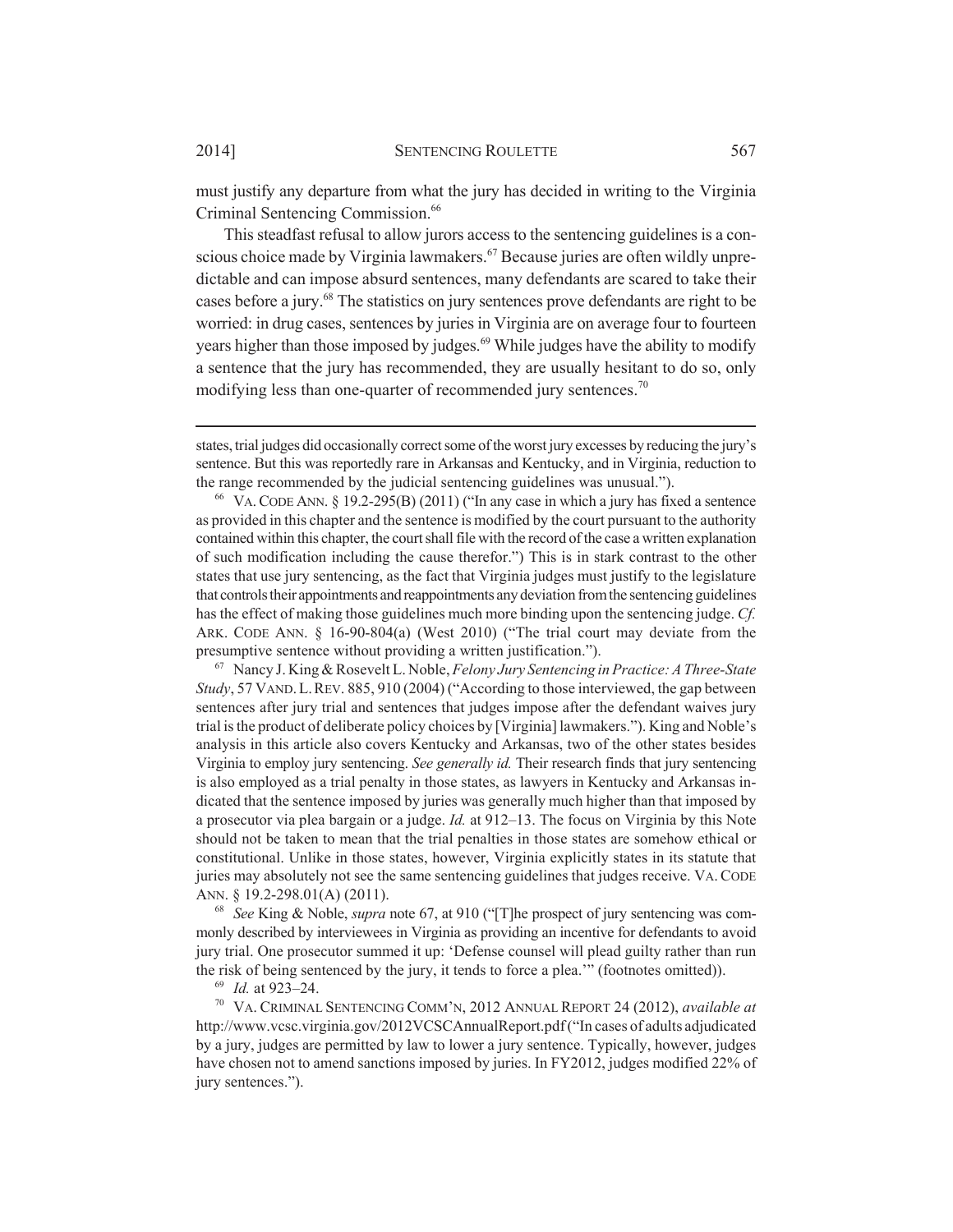must justify any departure from what the jury has decided in writing to the Virginia Criminal Sentencing Commission.[66]

This steadfast refusal to allow jurors access to the sentencing guidelines is a conscious choice made by Virginia lawmakers.[67] Because juries are often wildly unpredictable and can impose absurd sentences, many defendants are scared to take their cases before a jury.[68] The statistics on jury sentences prove defendants are right to be worried: in drug cases, sentences by juries in Virginia are on average four to fourteen years higher than those imposed by judges.[69] While judges have the ability to modify a sentence that the jury has recommended, they are usually hesitant to do so, only modifying less than one-quarter of recommended jury sentences.[70]

---

states, trial judges did occasionally correct some of the worst jury excesses by reducing the jury's sentence. But this was reportedly rare in Arkansas and Kentucky, and in Virginia, reduction to the range recommended by the judicial sentencing guidelines was unusual.").

[66] VA. CODE ANN. § 19.2-295(B) (2011) ("In any case in which a jury has fixed a sentence as provided in this chapter and the sentence is modified by the court pursuant to the authority contained within this chapter, the court shall file with the record of the case a written explanation of such modification including the cause therefor.") This is in stark contrast to the other states that use jury sentencing, as the fact that Virginia judges must justify to the legislature that controls their appointments and reappointments any deviation from the sentencing guidelines has the effect of making those guidelines much more binding upon the sentencing judge. *Cf.* ARK. CODE ANN. § 16-90-804(a) (West 2010) ("The trial court may deviate from the presumptive sentence without providing a written justification.").

[67] Nancy J. King & Rosevelt L. Noble, *Felony Jury Sentencing in Practice: A Three-State Study*, 57 VAND. L. REV. 885, 910 (2004) ("According to those interviewed, the gap between sentences after jury trial and sentences that judges impose after the defendant waives jury trial is the product of deliberate policy choices by [Virginia] lawmakers."). King and Noble's analysis in this article also covers Kentucky and Arkansas, two of the other states besides Virginia to employ jury sentencing. *See generally id.* Their research finds that jury sentencing is also employed as a trial penalty in those states, as lawyers in Kentucky and Arkansas indicated that the sentence imposed by juries was generally much higher than that imposed by a prosecutor via plea bargain or a judge. *Id.* at 912–13. The focus on Virginia by this Note should not be taken to mean that the trial penalties in those states are somehow ethical or constitutional. Unlike in those states, however, Virginia explicitly states in its statute that juries may absolutely not see the same sentencing guidelines that judges receive. VA. CODE ANN. § 19.2-298.01(A) (2011).

[68] *See* King & Noble, *supra* note 67, at 910 ("[T]he prospect of jury sentencing was commonly described by interviewees in Virginia as providing an incentive for defendants to avoid jury trial. One prosecutor summed it up: 'Defense counsel will plead guilty rather than run the risk of being sentenced by the jury, it tends to force a plea.'" (footnotes omitted)).

[69] *Id.* at 923–24.

[70] VA. CRIMINAL SENTENCING COMM'N, 2012 ANNUAL REPORT 24 (2012), *available at* http://www.vcsc.virginia.gov/2012VCSCAnnualReport.pdf ("In cases of adults adjudicated by a jury, judges are permitted by law to lower a jury sentence. Typically, however, judges have chosen not to amend sanctions imposed by juries. In FY2012, judges modified 22% of jury sentences.").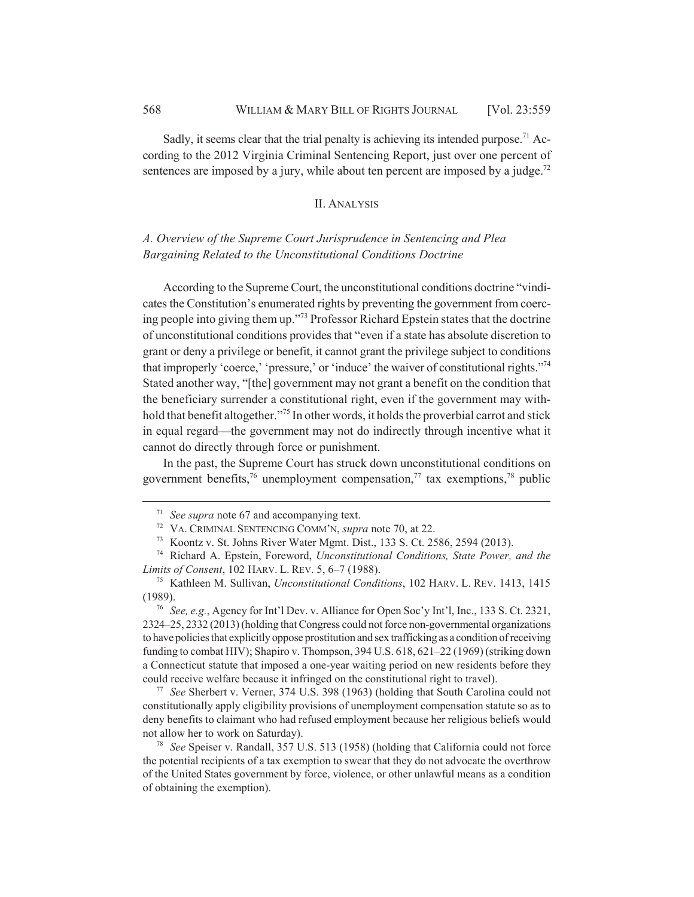Sadly, it seems clear that the trial penalty is achieving its intended purpose.[71] According to the 2012 Virginia Criminal Sentencing Report, just over one percent of sentences are imposed by a jury, while about ten percent are imposed by a judge.[72]

## II. ANALYSIS

### *A. Overview of the Supreme Court Jurisprudence in Sentencing and Plea Bargaining Related to the Unconstitutional Conditions Doctrine*

According to the Supreme Court, the unconstitutional conditions doctrine "vindicates the Constitution's enumerated rights by preventing the government from coercing people into giving them up."[73] Professor Richard Epstein states that the doctrine of unconstitutional conditions provides that "even if a state has absolute discretion to grant or deny a privilege or benefit, it cannot grant the privilege subject to conditions that improperly 'coerce,' 'pressure,' or 'induce' the waiver of constitutional rights."[74] Stated another way, "[the] government may not grant a benefit on the condition that the beneficiary surrender a constitutional right, even if the government may withhold that benefit altogether."[75] In other words, it holds the proverbial carrot and stick in equal regard—the government may not do indirectly through incentive what it cannot do directly through force or punishment.

In the past, the Supreme Court has struck down unconstitutional conditions on government benefits,[76] unemployment compensation,[77] tax exemptions,[78] public

---

[71] *See supra* note 67 and accompanying text.

[72] VA. CRIMINAL SENTENCING COMM'N, *supra* note 70, at 22.

[73] Koontz v. St. Johns River Water Mgmt. Dist., 133 S. Ct. 2586, 2594 (2013).

[74] Richard A. Epstein, Foreword, *Unconstitutional Conditions, State Power, and the Limits of Consent*, 102 HARV. L. REV. 5, 6–7 (1988).

[75] Kathleen M. Sullivan, *Unconstitutional Conditions*, 102 HARV. L. REV. 1413, 1415 (1989).

[76] *See, e.g.*, Agency for Int'l Dev. v. Alliance for Open Soc'y Int'l, Inc., 133 S. Ct. 2321, 2324–25, 2332 (2013) (holding that Congress could not force non-governmental organizations to have policies that explicitly oppose prostitution and sex trafficking as a condition of receiving funding to combat HIV); Shapiro v. Thompson, 394 U.S. 618, 621–22 (1969) (striking down a Connecticut statute that imposed a one-year waiting period on new residents before they could receive welfare because it infringed on the constitutional right to travel).

[77] *See* Sherbert v. Verner, 374 U.S. 398 (1963) (holding that South Carolina could not constitutionally apply eligibility provisions of unemployment compensation statute so as to deny benefits to claimant who had refused employment because her religious beliefs would not allow her to work on Saturday).

[78] *See* Speiser v. Randall, 357 U.S. 513 (1958) (holding that California could not force the potential recipients of a tax exemption to swear that they do not advocate the overthrow of the United States government by force, violence, or other unlawful means as a condition of obtaining the exemption).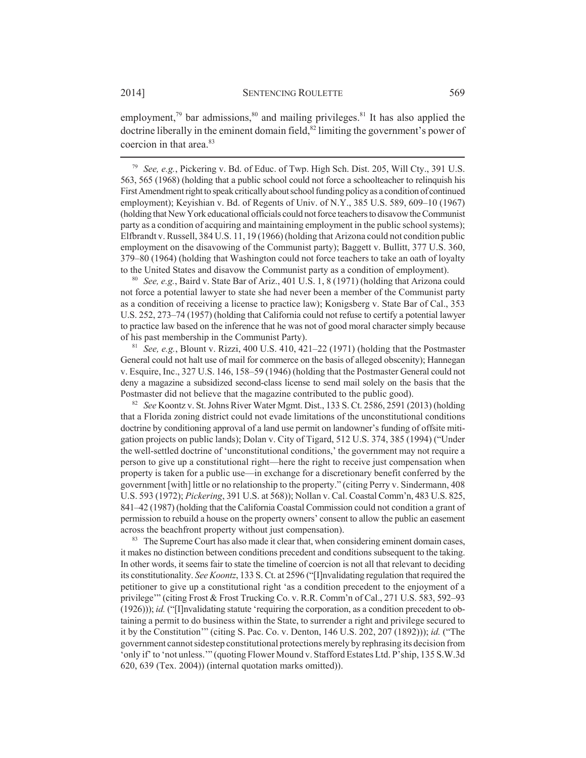employment,[79] bar admissions,[80] and mailing privileges.[81] It has also applied the doctrine liberally in the eminent domain field,[82] limiting the government's power of coercion in that area.[83]

---

[79] *See, e.g.*, Pickering v. Bd. of Educ. of Twp. High Sch. Dist. 205, Will Cty., 391 U.S. 563, 565 (1968) (holding that a public school could not force a schoolteacher to relinquish his First Amendment right to speak critically about school funding policy as a condition of continued employment); Keyishian v. Bd. of Regents of Univ. of N.Y., 385 U.S. 589, 609–10 (1967) (holding that New York educational officials could not force teachers to disavow the Communist party as a condition of acquiring and maintaining employment in the public school systems); Elfbrandt v. Russell, 384 U.S. 11, 19 (1966) (holding that Arizona could not condition public employment on the disavowing of the Communist party); Baggett v. Bullitt, 377 U.S. 360, 379–80 (1964) (holding that Washington could not force teachers to take an oath of loyalty to the United States and disavow the Communist party as a condition of employment).

[80] *See, e.g.*, Baird v. State Bar of Ariz., 401 U.S. 1, 8 (1971) (holding that Arizona could not force a potential lawyer to state she had never been a member of the Communist party as a condition of receiving a license to practice law); Konigsberg v. State Bar of Cal., 353 U.S. 252, 273–74 (1957) (holding that California could not refuse to certify a potential lawyer to practice law based on the inference that he was not of good moral character simply because of his past membership in the Communist Party).

[81] *See, e.g.*, Blount v. Rizzi, 400 U.S. 410, 421–22 (1971) (holding that the Postmaster General could not halt use of mail for commerce on the basis of alleged obscenity); Hannegan v. Esquire, Inc., 327 U.S. 146, 158–59 (1946) (holding that the Postmaster General could not deny a magazine a subsidized second-class license to send mail solely on the basis that the Postmaster did not believe that the magazine contributed to the public good).

[82] *See* Koontz v. St. Johns River Water Mgmt. Dist., 133 S. Ct. 2586, 2591 (2013) (holding that a Florida zoning district could not evade limitations of the unconstitutional conditions doctrine by conditioning approval of a land use permit on landowner's funding of offsite mitigation projects on public lands); Dolan v. City of Tigard, 512 U.S. 374, 385 (1994) ("Under the well-settled doctrine of 'unconstitutional conditions,' the government may not require a person to give up a constitutional right—here the right to receive just compensation when property is taken for a public use—in exchange for a discretionary benefit conferred by the government [with] little or no relationship to the property." (citing Perry v. Sindermann, 408 U.S. 593 (1972); *Pickering*, 391 U.S. at 568)); Nollan v. Cal. Coastal Comm'n, 483 U.S. 825, 841–42 (1987) (holding that the California Coastal Commission could not condition a grant of permission to rebuild a house on the property owners' consent to allow the public an easement across the beachfront property without just compensation).

[83] The Supreme Court has also made it clear that, when considering eminent domain cases, it makes no distinction between conditions precedent and conditions subsequent to the taking. In other words, it seems fair to state the timeline of coercion is not all that relevant to deciding its constitutionality. *See Koontz*, 133 S. Ct. at 2596 ("[I]nvalidating regulation that required the petitioner to give up a constitutional right 'as a condition precedent to the enjoyment of a privilege'" (citing Frost & Frost Trucking Co. v. R.R. Comm'n of Cal., 271 U.S. 583, 592–93 (1926))); *id.* ("[I]nvalidating statute 'requiring the corporation, as a condition precedent to obtaining a permit to do business within the State, to surrender a right and privilege secured to it by the Constitution'" (citing S. Pac. Co. v. Denton, 146 U.S. 202, 207 (1892))); *id.* ("The government cannot sidestep constitutional protections merely by rephrasing its decision from 'only if' to 'not unless.'" (quoting Flower Mound v. Stafford Estates Ltd. P'ship, 135 S.W.3d 620, 639 (Tex. 2004)) (internal quotation marks omitted)).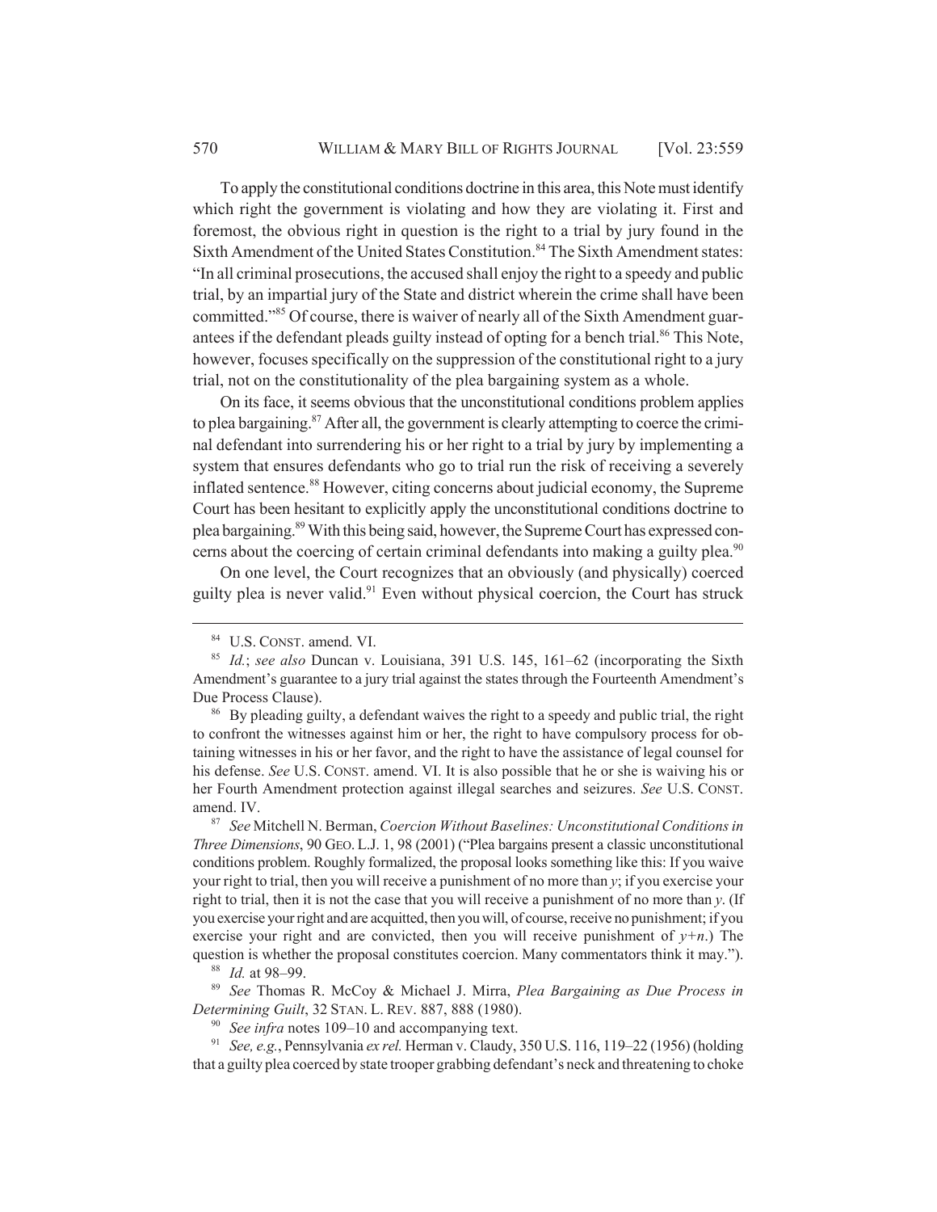To apply the constitutional conditions doctrine in this area, this Note must identify which right the government is violating and how they are violating it. First and foremost, the obvious right in question is the right to a trial by jury found in the Sixth Amendment of the United States Constitution.[84] The Sixth Amendment states: "In all criminal prosecutions, the accused shall enjoy the right to a speedy and public trial, by an impartial jury of the State and district wherein the crime shall have been committed."[85] Of course, there is waiver of nearly all of the Sixth Amendment guarantees if the defendant pleads guilty instead of opting for a bench trial.[86] This Note, however, focuses specifically on the suppression of the constitutional right to a jury trial, not on the constitutionality of the plea bargaining system as a whole.

On its face, it seems obvious that the unconstitutional conditions problem applies to plea bargaining.[87] After all, the government is clearly attempting to coerce the criminal defendant into surrendering his or her right to a trial by jury by implementing a system that ensures defendants who go to trial run the risk of receiving a severely inflated sentence.[88] However, citing concerns about judicial economy, the Supreme Court has been hesitant to explicitly apply the unconstitutional conditions doctrine to plea bargaining.[89] With this being said, however, the Supreme Court has expressed concerns about the coercing of certain criminal defendants into making a guilty plea.[90]

On one level, the Court recognizes that an obviously (and physically) coerced guilty plea is never valid.[91] Even without physical coercion, the Court has struck

---

[84] U.S. CONST. amend. VI.

[85] *Id.*; *see also* Duncan v. Louisiana, 391 U.S. 145, 161–62 (incorporating the Sixth Amendment's guarantee to a jury trial against the states through the Fourteenth Amendment's Due Process Clause).

[86] By pleading guilty, a defendant waives the right to a speedy and public trial, the right to confront the witnesses against him or her, the right to have compulsory process for obtaining witnesses in his or her favor, and the right to have the assistance of legal counsel for his defense. *See* U.S. CONST. amend. VI. It is also possible that he or she is waiving his or her Fourth Amendment protection against illegal searches and seizures. *See* U.S. CONST. amend. IV.

[87] *See* Mitchell N. Berman, *Coercion Without Baselines: Unconstitutional Conditions in Three Dimensions*, 90 GEO. L.J. 1, 98 (2001) ("Plea bargains present a classic unconstitutional conditions problem. Roughly formalized, the proposal looks something like this: If you waive your right to trial, then you will receive a punishment of no more than $y$; if you exercise your right to trial, then it is not the case that you will receive a punishment of no more than $y$. (If you exercise your right and are acquitted, then you will, of course, receive no punishment; if you exercise your right and are convicted, then you will receive punishment of $y+n$.) The question is whether the proposal constitutes coercion. Many commentators think it may.").

[88] *Id.* at 98–99.

[89] *See* Thomas R. McCoy & Michael J. Mirra, *Plea Bargaining as Due Process in Determining Guilt*, 32 STAN. L. REV. 887, 888 (1980).

[90] *See infra* notes 109–10 and accompanying text.

[91] *See, e.g.*, Pennsylvania *ex rel.* Herman v. Claudy, 350 U.S. 116, 119–22 (1956) (holding that a guilty plea coerced by state trooper grabbing defendant's neck and threatening to choke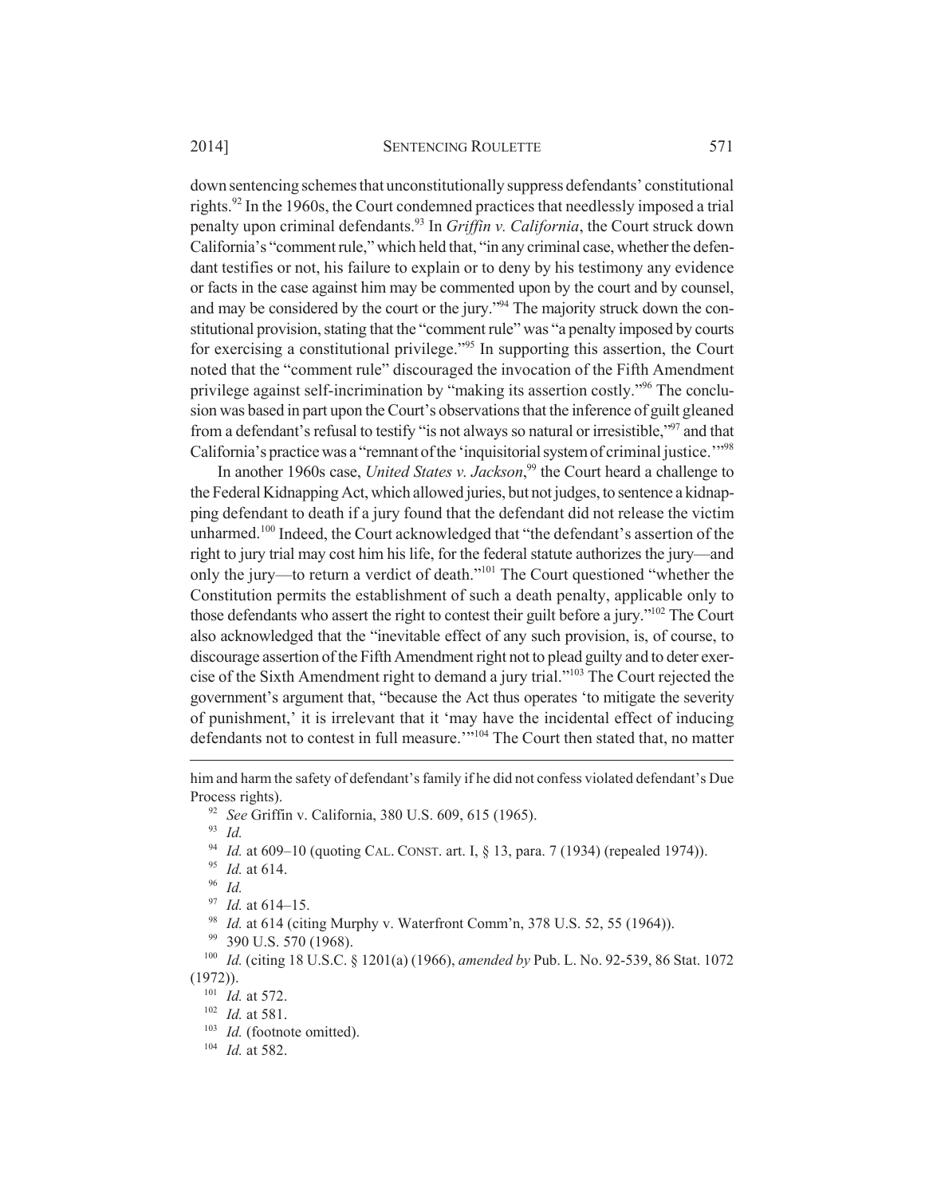down sentencing schemes that unconstitutionally suppress defendants' constitutional rights.[92] In the 1960s, the Court condemned practices that needlessly imposed a trial penalty upon criminal defendants.[93] In *Griffin v. California*, the Court struck down California's "comment rule," which held that, "in any criminal case, whether the defendant testifies or not, his failure to explain or to deny by his testimony any evidence or facts in the case against him may be commented upon by the court and by counsel, and may be considered by the court or the jury."[94] The majority struck down the constitutional provision, stating that the "comment rule" was "a penalty imposed by courts for exercising a constitutional privilege."[95] In supporting this assertion, the Court noted that the "comment rule" discouraged the invocation of the Fifth Amendment privilege against self-incrimination by "making its assertion costly."[96] The conclusion was based in part upon the Court's observations that the inference of guilt gleaned from a defendant's refusal to testify "is not always so natural or irresistible,"[97] and that California's practice was a "remnant of the 'inquisitorial system of criminal justice.'"[98]

In another 1960s case, *United States v. Jackson*,[99] the Court heard a challenge to the Federal Kidnapping Act, which allowed juries, but not judges, to sentence a kidnapping defendant to death if a jury found that the defendant did not release the victim unharmed.[100] Indeed, the Court acknowledged that "the defendant's assertion of the right to jury trial may cost him his life, for the federal statute authorizes the jury—and only the jury—to return a verdict of death."[101] The Court questioned "whether the Constitution permits the establishment of such a death penalty, applicable only to those defendants who assert the right to contest their guilt before a jury."[102] The Court also acknowledged that the "inevitable effect of any such provision, is, of course, to discourage assertion of the Fifth Amendment right not to plead guilty and to deter exercise of the Sixth Amendment right to demand a jury trial."[103] The Court rejected the government's argument that, "because the Act thus operates 'to mitigate the severity of punishment,' it is irrelevant that it 'may have the incidental effect of inducing defendants not to contest in full measure.'"[104] The Court then stated that, no matter

---

him and harm the safety of defendant's family if he did not confess violated defendant's Due Process rights).

[92] *See* Griffin v. California, 380 U.S. 609, 615 (1965).

[93] *Id.*

[94] *Id.* at 609–10 (quoting CAL. CONST. art. I, § 13, para. 7 (1934) (repealed 1974)).

[95] *Id.* at 614.

[96] *Id.*

[97] *Id.* at 614–15.

[98] *Id.* at 614 (citing Murphy v. Waterfront Comm'n, 378 U.S. 52, 55 (1964)).

[99] 390 U.S. 570 (1968).

[100] *Id.* (citing 18 U.S.C. § 1201(a) (1966), *amended by* Pub. L. No. 92-539, 86 Stat. 1072 (1972)).

[101] *Id.* at 572.

[102] *Id.* at 581.

[103] *Id.* (footnote omitted).

[104] *Id.* at 582.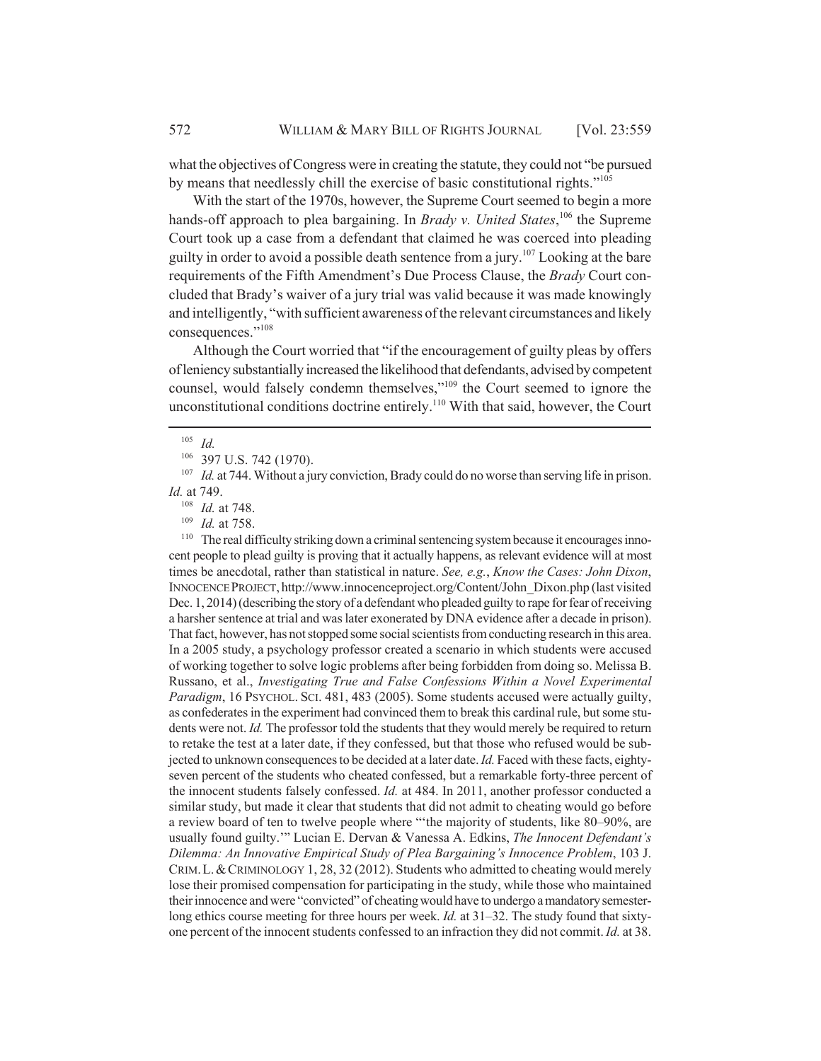what the objectives of Congress were in creating the statute, they could not "be pursued by means that needlessly chill the exercise of basic constitutional rights."[105]

With the start of the 1970s, however, the Supreme Court seemed to begin a more hands-off approach to plea bargaining. In *Brady v. United States*,[106] the Supreme Court took up a case from a defendant that claimed he was coerced into pleading guilty in order to avoid a possible death sentence from a jury.[107] Looking at the bare requirements of the Fifth Amendment's Due Process Clause, the *Brady* Court concluded that Brady's waiver of a jury trial was valid because it was made knowingly and intelligently, "with sufficient awareness of the relevant circumstances and likely consequences."[108]

Although the Court worried that "if the encouragement of guilty pleas by offers of leniency substantially increased the likelihood that defendants, advised by competent counsel, would falsely condemn themselves,"[109] the Court seemed to ignore the unconstitutional conditions doctrine entirely.[110] With that said, however, the Court

---

[105] *Id.*

[106] 397 U.S. 742 (1970).

[107] *Id.* at 744. Without a jury conviction, Brady could do no worse than serving life in prison. *Id.* at 749.

[108] *Id.* at 748.

[109] *Id.* at 758.

[110] The real difficulty striking down a criminal sentencing system because it encourages innocent people to plead guilty is proving that it actually happens, as relevant evidence will at most times be anecdotal, rather than statistical in nature. *See, e.g.*, *Know the Cases: John Dixon*, INNOCENCE PROJECT, http://www.innocenceproject.org/Content/John_Dixon.php (last visited Dec. 1, 2014) (describing the story of a defendant who pleaded guilty to rape for fear of receiving a harsher sentence at trial and was later exonerated by DNA evidence after a decade in prison). That fact, however, has not stopped some social scientists from conducting research in this area. In a 2005 study, a psychology professor created a scenario in which students were accused of working together to solve logic problems after being forbidden from doing so. Melissa B. Russano, et al., *Investigating True and False Confessions Within a Novel Experimental Paradigm*, 16 PSYCHOL. SCI. 481, 483 (2005). Some students accused were actually guilty, as confederates in the experiment had convinced them to break this cardinal rule, but some students were not. *Id.* The professor told the students that they would merely be required to return to retake the test at a later date, if they confessed, but that those who refused would be subjected to unknown consequences to be decided at a later date. *Id.* Faced with these facts, eighty-seven percent of the students who cheated confessed, but a remarkable forty-three percent of the innocent students falsely confessed. *Id.* at 484. In 2011, another professor conducted a similar study, but made it clear that students that did not admit to cheating would go before a review board of ten to twelve people where "'the majority of students, like 80–90%, are usually found guilty.'" Lucian E. Dervan & Vanessa A. Edkins, *The Innocent Defendant's Dilemma: An Innovative Empirical Study of Plea Bargaining's Innocence Problem*, 103 J. CRIM. L. & CRIMINOLOGY 1, 28, 32 (2012). Students who admitted to cheating would merely lose their promised compensation for participating in the study, while those who maintained their innocence and were "convicted" of cheating would have to undergo a mandatory semester-long ethics course meeting for three hours per week. *Id.* at 31–32. The study found that sixty-one percent of the innocent students confessed to an infraction they did not commit. *Id.* at 38.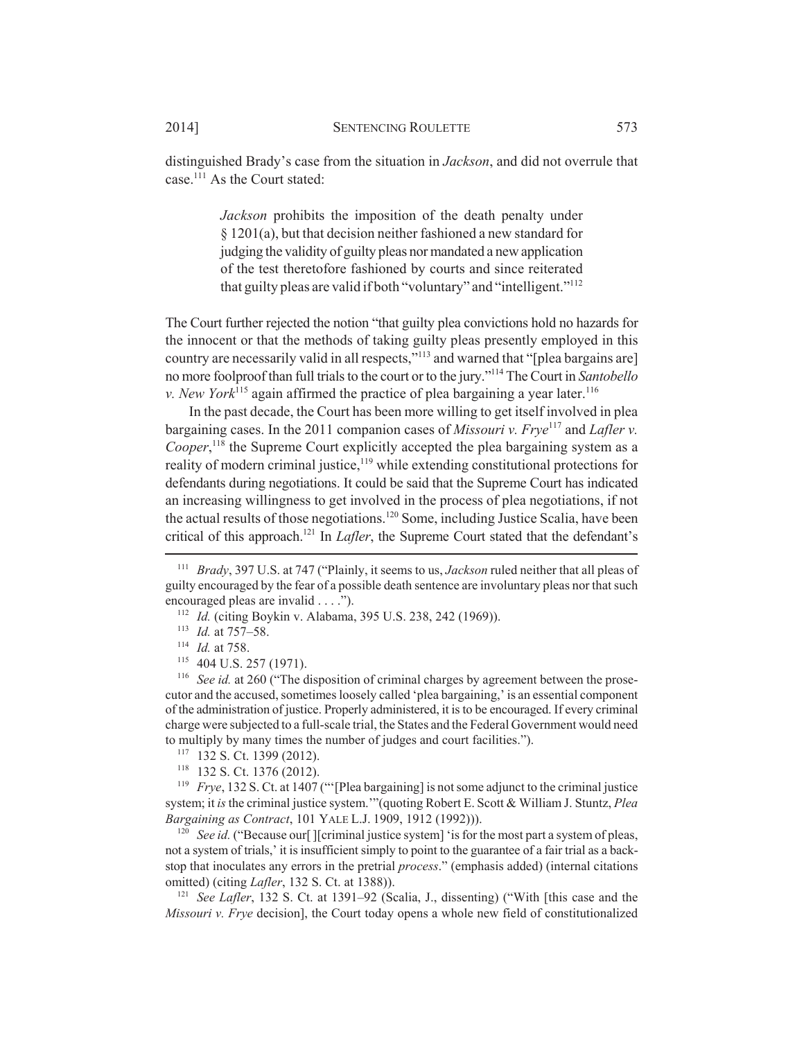distinguished Brady's case from the situation in *Jackson*, and did not overrule that case.[111] As the Court stated:

> *Jackson* prohibits the imposition of the death penalty under § 1201(a), but that decision neither fashioned a new standard for judging the validity of guilty pleas nor mandated a new application of the test theretofore fashioned by courts and since reiterated that guilty pleas are valid if both "voluntary" and "intelligent."[112]

The Court further rejected the notion "that guilty plea convictions hold no hazards for the innocent or that the methods of taking guilty pleas presently employed in this country are necessarily valid in all respects,"[113] and warned that "[plea bargains are] no more foolproof than full trials to the court or to the jury."[114] The Court in *Santobello v. New York*[115] again affirmed the practice of plea bargaining a year later.[116]

In the past decade, the Court has been more willing to get itself involved in plea bargaining cases. In the 2011 companion cases of *Missouri v. Frye*[117] and *Lafler v. Cooper*,[118] the Supreme Court explicitly accepted the plea bargaining system as a reality of modern criminal justice,[119] while extending constitutional protections for defendants during negotiations. It could be said that the Supreme Court has indicated an increasing willingness to get involved in the process of plea negotiations, if not the actual results of those negotiations.[120] Some, including Justice Scalia, have been critical of this approach.[121] In *Lafler*, the Supreme Court stated that the defendant's

---

[111] *Brady*, 397 U.S. at 747 ("Plainly, it seems to us, *Jackson* ruled neither that all pleas of guilty encouraged by the fear of a possible death sentence are involuntary pleas nor that such encouraged pleas are invalid . . . .").

[112] *Id.* (citing Boykin v. Alabama, 395 U.S. 238, 242 (1969)).

[113] *Id.* at 757–58.

[114] *Id.* at 758.

[115] 404 U.S. 257 (1971).

[116] *See id.* at 260 ("The disposition of criminal charges by agreement between the prosecutor and the accused, sometimes loosely called 'plea bargaining,' is an essential component of the administration of justice. Properly administered, it is to be encouraged. If every criminal charge were subjected to a full-scale trial, the States and the Federal Government would need to multiply by many times the number of judges and court facilities.").

[117] 132 S. Ct. 1399 (2012).

[118] 132 S. Ct. 1376 (2012).

[119] *Frye*, 132 S. Ct. at 1407 ("'[Plea bargaining] is not some adjunct to the criminal justice system; it *is* the criminal justice system.'"(quoting Robert E. Scott & William J. Stuntz, *Plea Bargaining as Contract*, 101 YALE L.J. 1909, 1912 (1992))).

[120] *See id.* ("Because our[ ][criminal justice system] 'is for the most part a system of pleas, not a system of trials,' it is insufficient simply to point to the guarantee of a fair trial as a backstop that inoculates any errors in the pretrial *process*." (emphasis added) (internal citations omitted) (citing *Lafler*, 132 S. Ct. at 1388)).

[121] *See Lafler*, 132 S. Ct. at 1391–92 (Scalia, J., dissenting) ("With [this case and the *Missouri v. Frye* decision], the Court today opens a whole new field of constitutionalized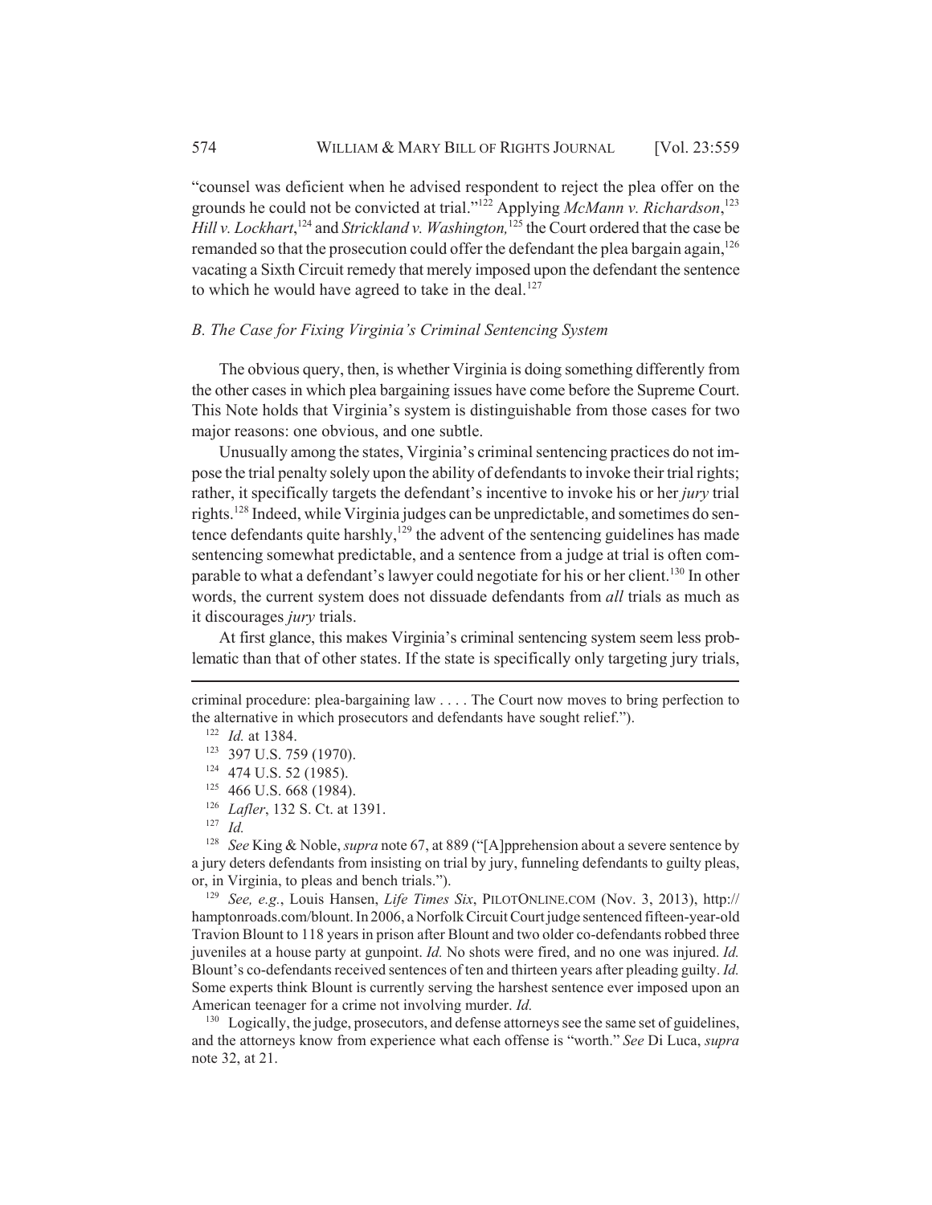"counsel was deficient when he advised respondent to reject the plea offer on the grounds he could not be convicted at trial."[122] Applying *McMann v. Richardson*,[123] *Hill v. Lockhart*,[124] and *Strickland v. Washington,*[125] the Court ordered that the case be remanded so that the prosecution could offer the defendant the plea bargain again,[126] vacating a Sixth Circuit remedy that merely imposed upon the defendant the sentence to which he would have agreed to take in the deal.[127]

### *B. The Case for Fixing Virginia's Criminal Sentencing System*

The obvious query, then, is whether Virginia is doing something differently from the other cases in which plea bargaining issues have come before the Supreme Court. This Note holds that Virginia's system is distinguishable from those cases for two major reasons: one obvious, and one subtle.

Unusually among the states, Virginia's criminal sentencing practices do not impose the trial penalty solely upon the ability of defendants to invoke their trial rights; rather, it specifically targets the defendant's incentive to invoke his or her *jury* trial rights.[128] Indeed, while Virginia judges can be unpredictable, and sometimes do sentence defendants quite harshly,[129] the advent of the sentencing guidelines has made sentencing somewhat predictable, and a sentence from a judge at trial is often comparable to what a defendant's lawyer could negotiate for his or her client.[130] In other words, the current system does not dissuade defendants from *all* trials as much as it discourages *jury* trials.

At first glance, this makes Virginia's criminal sentencing system seem less problematic than that of other states. If the state is specifically only targeting jury trials,

---

criminal procedure: plea-bargaining law . . . . The Court now moves to bring perfection to the alternative in which prosecutors and defendants have sought relief.").

[122] *Id.* at 1384.

[123] 397 U.S. 759 (1970).

[124] 474 U.S. 52 (1985).

[125] 466 U.S. 668 (1984).

[126] *Lafler*, 132 S. Ct. at 1391.

[127] *Id.*

[128] *See* King & Noble, *supra* note 67, at 889 ("[A]pprehension about a severe sentence by a jury deters defendants from insisting on trial by jury, funneling defendants to guilty pleas, or, in Virginia, to pleas and bench trials.").

[129] *See, e.g.*, Louis Hansen, *Life Times Six*, PILOTONLINE.COM (Nov. 3, 2013), http://hamptonroads.com/blount. In 2006, a Norfolk Circuit Court judge sentenced fifteen-year-old Travion Blount to 118 years in prison after Blount and two older co-defendants robbed three juveniles at a house party at gunpoint. *Id.* No shots were fired, and no one was injured. *Id.* Blount's co-defendants received sentences of ten and thirteen years after pleading guilty. *Id.* Some experts think Blount is currently serving the harshest sentence ever imposed upon an American teenager for a crime not involving murder. *Id.*

[130] Logically, the judge, prosecutors, and defense attorneys see the same set of guidelines, and the attorneys know from experience what each offense is "worth." *See* Di Luca, *supra* note 32, at 21.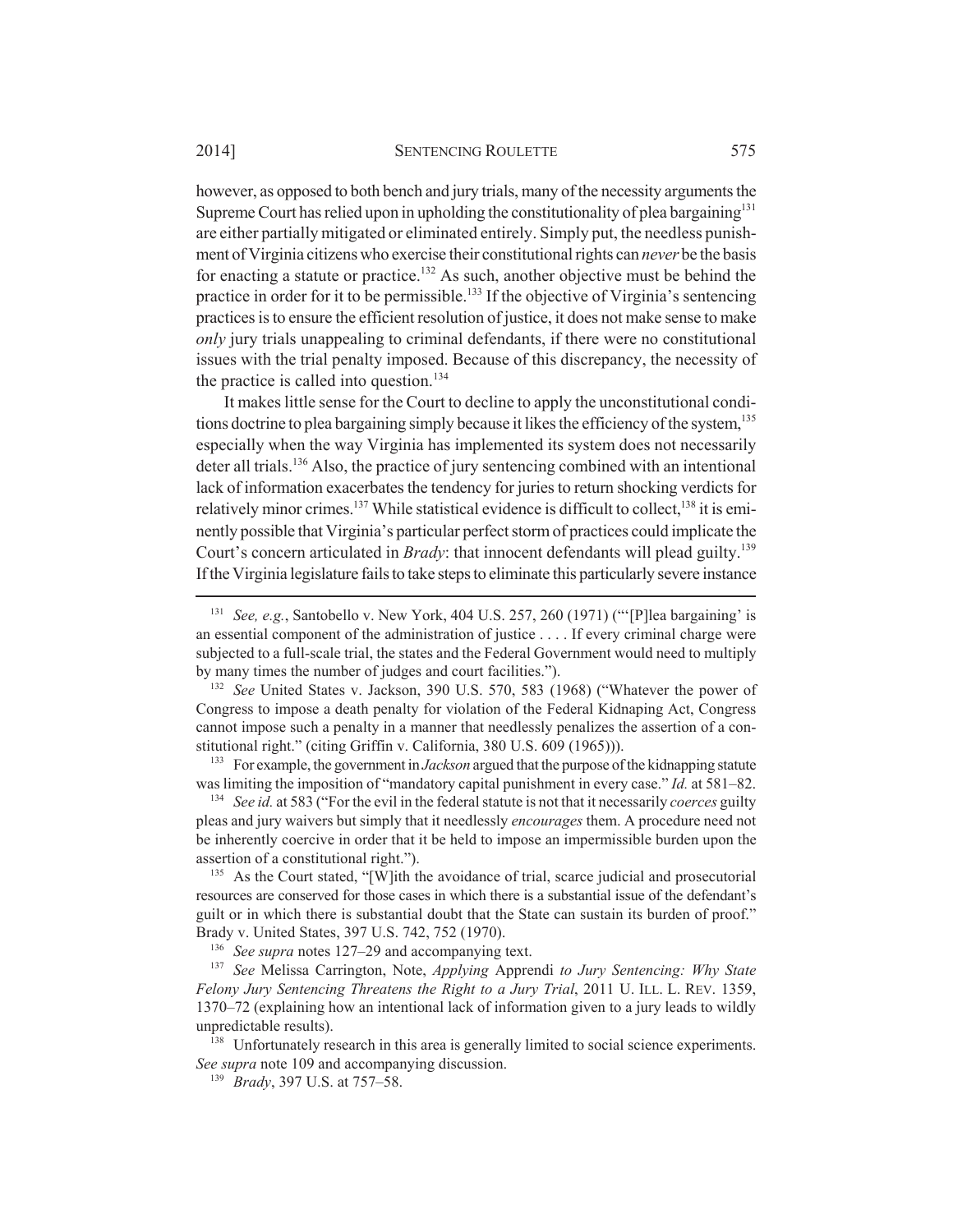however, as opposed to both bench and jury trials, many of the necessity arguments the Supreme Court has relied upon in upholding the constitutionality of plea bargaining[131] are either partially mitigated or eliminated entirely. Simply put, the needless punishment of Virginia citizens who exercise their constitutional rights can *never* be the basis for enacting a statute or practice.[132] As such, another objective must be behind the practice in order for it to be permissible.[133] If the objective of Virginia's sentencing practices is to ensure the efficient resolution of justice, it does not make sense to make *only* jury trials unappealing to criminal defendants, if there were no constitutional issues with the trial penalty imposed. Because of this discrepancy, the necessity of the practice is called into question.[134]

It makes little sense for the Court to decline to apply the unconstitutional conditions doctrine to plea bargaining simply because it likes the efficiency of the system,[135] especially when the way Virginia has implemented its system does not necessarily deter all trials.[136] Also, the practice of jury sentencing combined with an intentional lack of information exacerbates the tendency for juries to return shocking verdicts for relatively minor crimes.[137] While statistical evidence is difficult to collect,[138] it is eminently possible that Virginia's particular perfect storm of practices could implicate the Court's concern articulated in *Brady*: that innocent defendants will plead guilty.[139] If the Virginia legislature fails to take steps to eliminate this particularly severe instance

---

[131] *See, e.g.*, Santobello v. New York, 404 U.S. 257, 260 (1971) ("'[P]lea bargaining' is an essential component of the administration of justice . . . . If every criminal charge were subjected to a full-scale trial, the states and the Federal Government would need to multiply by many times the number of judges and court facilities.").

[132] *See* United States v. Jackson, 390 U.S. 570, 583 (1968) ("Whatever the power of Congress to impose a death penalty for violation of the Federal Kidnaping Act, Congress cannot impose such a penalty in a manner that needlessly penalizes the assertion of a constitutional right." (citing Griffin v. California, 380 U.S. 609 (1965))).

[133] For example, the government in *Jackson* argued that the purpose of the kidnapping statute was limiting the imposition of "mandatory capital punishment in every case." *Id.* at 581–82.

[134] *See id.* at 583 ("For the evil in the federal statute is not that it necessarily *coerces* guilty pleas and jury waivers but simply that it needlessly *encourages* them. A procedure need not be inherently coercive in order that it be held to impose an impermissible burden upon the assertion of a constitutional right.").

[135] As the Court stated, "[W]ith the avoidance of trial, scarce judicial and prosecutorial resources are conserved for those cases in which there is a substantial issue of the defendant's guilt or in which there is substantial doubt that the State can sustain its burden of proof." Brady v. United States, 397 U.S. 742, 752 (1970).

[136] *See supra* notes 127–29 and accompanying text.

[137] *See* Melissa Carrington, Note, *Applying* Apprendi *to Jury Sentencing: Why State Felony Jury Sentencing Threatens the Right to a Jury Trial*, 2011 U. ILL. L. REV. 1359, 1370–72 (explaining how an intentional lack of information given to a jury leads to wildly unpredictable results).

[138] Unfortunately research in this area is generally limited to social science experiments. *See supra* note 109 and accompanying discussion.

[139] *Brady*, 397 U.S. at 757–58.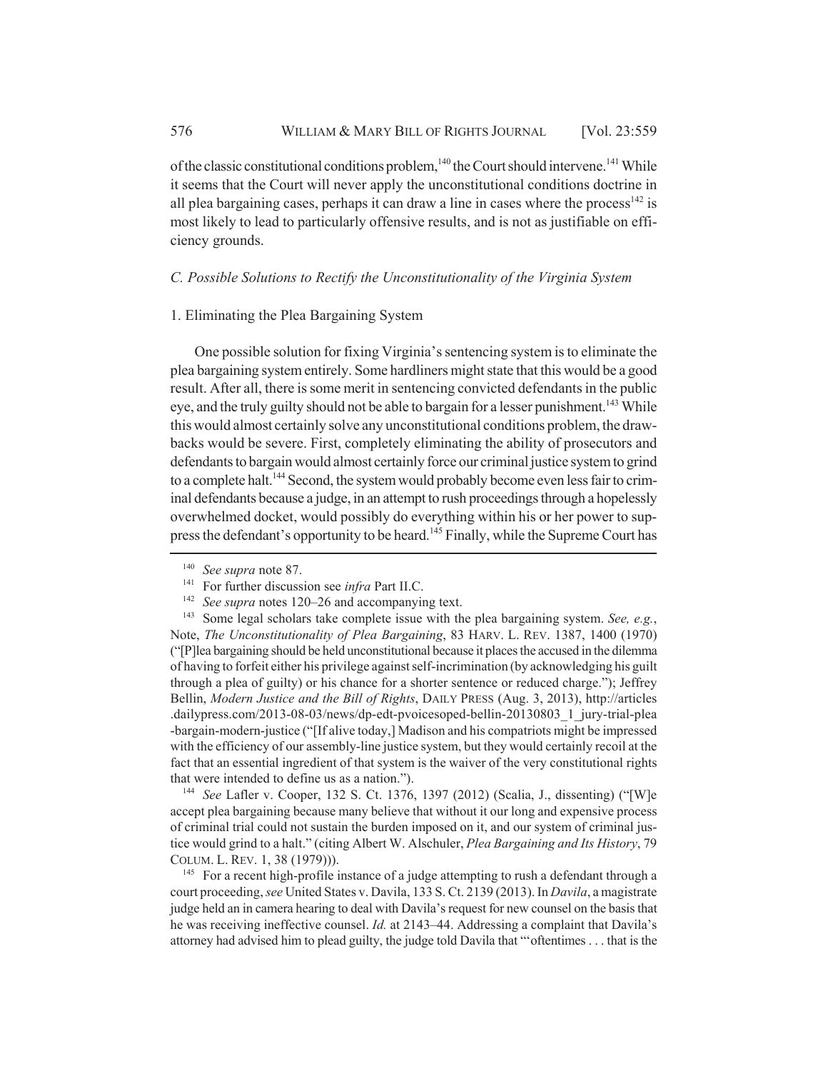of the classic constitutional conditions problem,[140] the Court should intervene.[141] While it seems that the Court will never apply the unconstitutional conditions doctrine in all plea bargaining cases, perhaps it can draw a line in cases where the process[142] is most likely to lead to particularly offensive results, and is not as justifiable on efficiency grounds.

### *C. Possible Solutions to Rectify the Unconstitutionality of the Virginia System*

#### 1. Eliminating the Plea Bargaining System

One possible solution for fixing Virginia's sentencing system is to eliminate the plea bargaining system entirely. Some hardliners might state that this would be a good result. After all, there is some merit in sentencing convicted defendants in the public eye, and the truly guilty should not be able to bargain for a lesser punishment.[143] While this would almost certainly solve any unconstitutional conditions problem, the drawbacks would be severe. First, completely eliminating the ability of prosecutors and defendants to bargain would almost certainly force our criminal justice system to grind to a complete halt.[144] Second, the system would probably become even less fair to criminal defendants because a judge, in an attempt to rush proceedings through a hopelessly overwhelmed docket, would possibly do everything within his or her power to suppress the defendant's opportunity to be heard.[145] Finally, while the Supreme Court has

---

[140] *See supra* note 87.

[141] For further discussion see *infra* Part II.C.

[142] *See supra* notes 120–26 and accompanying text.

[143] Some legal scholars take complete issue with the plea bargaining system. *See, e.g.*, Note, *The Unconstitutionality of Plea Bargaining*, 83 HARV. L. REV. 1387, 1400 (1970) ("[P]lea bargaining should be held unconstitutional because it places the accused in the dilemma of having to forfeit either his privilege against self-incrimination (by acknowledging his guilt through a plea of guilty) or his chance for a shorter sentence or reduced charge."); Jeffrey Bellin, *Modern Justice and the Bill of Rights*, DAILY PRESS (Aug. 3, 2013), http://articles.dailypress.com/2013-08-03/news/dp-edt-pvoicesoped-bellin-20130803_1_jury-trial-plea-bargain-modern-justice ("[If alive today,] Madison and his compatriots might be impressed with the efficiency of our assembly-line justice system, but they would certainly recoil at the fact that an essential ingredient of that system is the waiver of the very constitutional rights that were intended to define us as a nation.").

[144] *See* Lafler v. Cooper, 132 S. Ct. 1376, 1397 (2012) (Scalia, J., dissenting) ("[W]e accept plea bargaining because many believe that without it our long and expensive process of criminal trial could not sustain the burden imposed on it, and our system of criminal justice would grind to a halt." (citing Albert W. Alschuler, *Plea Bargaining and Its History*, 79 COLUM. L. REV. 1, 38 (1979))).

[145] For a recent high-profile instance of a judge attempting to rush a defendant through a court proceeding, *see* United States v. Davila, 133 S. Ct. 2139 (2013). In *Davila*, a magistrate judge held an in camera hearing to deal with Davila's request for new counsel on the basis that he was receiving ineffective counsel. *Id.* at 2143–44. Addressing a complaint that Davila's attorney had advised him to plead guilty, the judge told Davila that "'oftentimes . . . that is the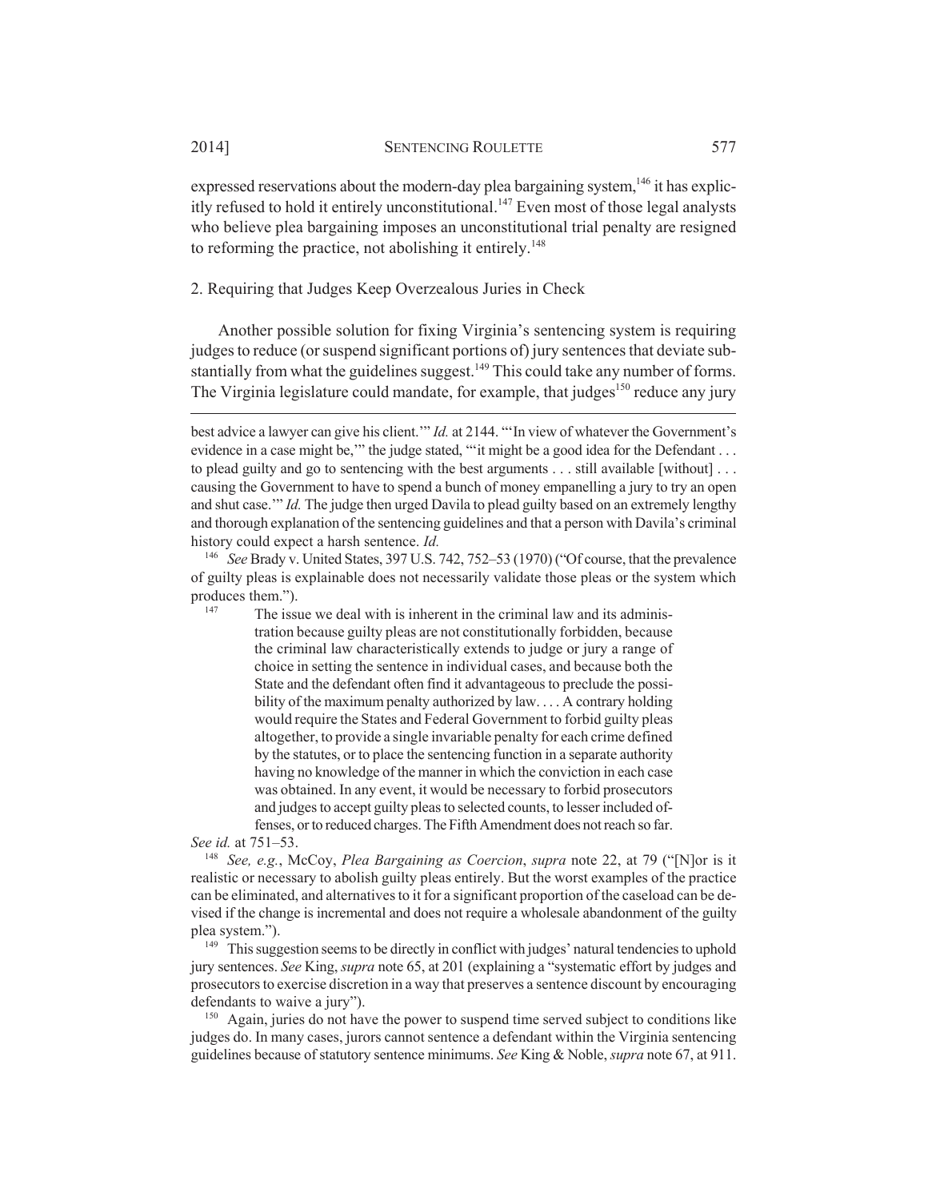expressed reservations about the modern-day plea bargaining system,[146] it has explicitly refused to hold it entirely unconstitutional.[147] Even most of those legal analysts who believe plea bargaining imposes an unconstitutional trial penalty are resigned to reforming the practice, not abolishing it entirely.[148]

2. Requiring that Judges Keep Overzealous Juries in Check

Another possible solution for fixing Virginia's sentencing system is requiring judges to reduce (or suspend significant portions of) jury sentences that deviate substantially from what the guidelines suggest.[149] This could take any number of forms. The Virginia legislature could mandate, for example, that judges[150] reduce any jury

---

best advice a lawyer can give his client.'" *Id.* at 2144. "'In view of whatever the Government's evidence in a case might be,'" the judge stated, "'it might be a good idea for the Defendant . . . to plead guilty and go to sentencing with the best arguments . . . still available [without] . . . causing the Government to have to spend a bunch of money empanelling a jury to try an open and shut case.'" *Id.* The judge then urged Davila to plead guilty based on an extremely lengthy and thorough explanation of the sentencing guidelines and that a person with Davila's criminal history could expect a harsh sentence. *Id.*

[146] *See* Brady v. United States, 397 U.S. 742, 752–53 (1970) ("Of course, that the prevalence of guilty pleas is explainable does not necessarily validate those pleas or the system which produces them.").

[147]
> The issue we deal with is inherent in the criminal law and its administration because guilty pleas are not constitutionally forbidden, because the criminal law characteristically extends to judge or jury a range of choice in setting the sentence in individual cases, and because both the State and the defendant often find it advantageous to preclude the possibility of the maximum penalty authorized by law. . . . A contrary holding would require the States and Federal Government to forbid guilty pleas altogether, to provide a single invariable penalty for each crime defined by the statutes, or to place the sentencing function in a separate authority having no knowledge of the manner in which the conviction in each case was obtained. In any event, it would be necessary to forbid prosecutors and judges to accept guilty pleas to selected counts, to lesser included offenses, or to reduced charges. The Fifth Amendment does not reach so far.

*See id.* at 751–53.

[148] *See, e.g.*, McCoy, *Plea Bargaining as Coercion*, *supra* note 22, at 79 ("[N]or is it realistic or necessary to abolish guilty pleas entirely. But the worst examples of the practice can be eliminated, and alternatives to it for a significant proportion of the caseload can be devised if the change is incremental and does not require a wholesale abandonment of the guilty plea system.").

[149] This suggestion seems to be directly in conflict with judges' natural tendencies to uphold jury sentences. *See* King, *supra* note 65, at 201 (explaining a "systematic effort by judges and prosecutors to exercise discretion in a way that preserves a sentence discount by encouraging defendants to waive a jury").

[150] Again, juries do not have the power to suspend time served subject to conditions like judges do. In many cases, jurors cannot sentence a defendant within the Virginia sentencing guidelines because of statutory sentence minimums. *See* King & Noble, *supra* note 67, at 911.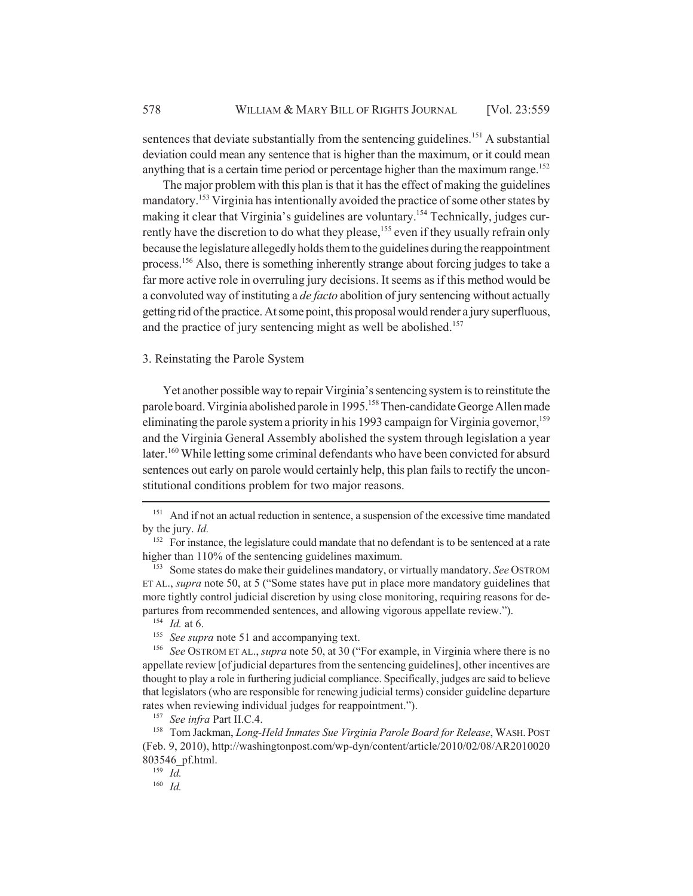sentences that deviate substantially from the sentencing guidelines.[151] A substantial deviation could mean any sentence that is higher than the maximum, or it could mean anything that is a certain time period or percentage higher than the maximum range.[152]

The major problem with this plan is that it has the effect of making the guidelines mandatory.[153] Virginia has intentionally avoided the practice of some other states by making it clear that Virginia's guidelines are voluntary.[154] Technically, judges currently have the discretion to do what they please,[155] even if they usually refrain only because the legislature allegedly holds them to the guidelines during the reappointment process.[156] Also, there is something inherently strange about forcing judges to take a far more active role in overruling jury decisions. It seems as if this method would be a convoluted way of instituting a *de facto* abolition of jury sentencing without actually getting rid of the practice. At some point, this proposal would render a jury superfluous, and the practice of jury sentencing might as well be abolished.[157]

### 3. Reinstating the Parole System

Yet another possible way to repair Virginia's sentencing system is to reinstitute the parole board. Virginia abolished parole in 1995.[158] Then-candidate George Allen made eliminating the parole system a priority in his 1993 campaign for Virginia governor,[159] and the Virginia General Assembly abolished the system through legislation a year later.[160] While letting some criminal defendants who have been convicted for absurd sentences out early on parole would certainly help, this plan fails to rectify the unconstitutional conditions problem for two major reasons.

---

[151] And if not an actual reduction in sentence, a suspension of the excessive time mandated by the jury. *Id.*

[152] For instance, the legislature could mandate that no defendant is to be sentenced at a rate higher than 110% of the sentencing guidelines maximum.

[153] Some states do make their guidelines mandatory, or virtually mandatory. *See* OSTROM ET AL., *supra* note 50, at 5 ("Some states have put in place more mandatory guidelines that more tightly control judicial discretion by using close monitoring, requiring reasons for departures from recommended sentences, and allowing vigorous appellate review.").

[154] *Id.* at 6.

[155] *See supra* note 51 and accompanying text.

[156] *See* OSTROM ET AL., *supra* note 50, at 30 ("For example, in Virginia where there is no appellate review [of judicial departures from the sentencing guidelines], other incentives are thought to play a role in furthering judicial compliance. Specifically, judges are said to believe that legislators (who are responsible for renewing judicial terms) consider guideline departure rates when reviewing individual judges for reappointment.").

[157] *See infra* Part II.C.4.

[158] Tom Jackman, *Long-Held Inmates Sue Virginia Parole Board for Release*, WASH. POST (Feb. 9, 2010), http://washingtonpost.com/wp-dyn/content/article/2010/02/08/AR2010020803546_pf.html.

[159] *Id.*

[160] *Id.*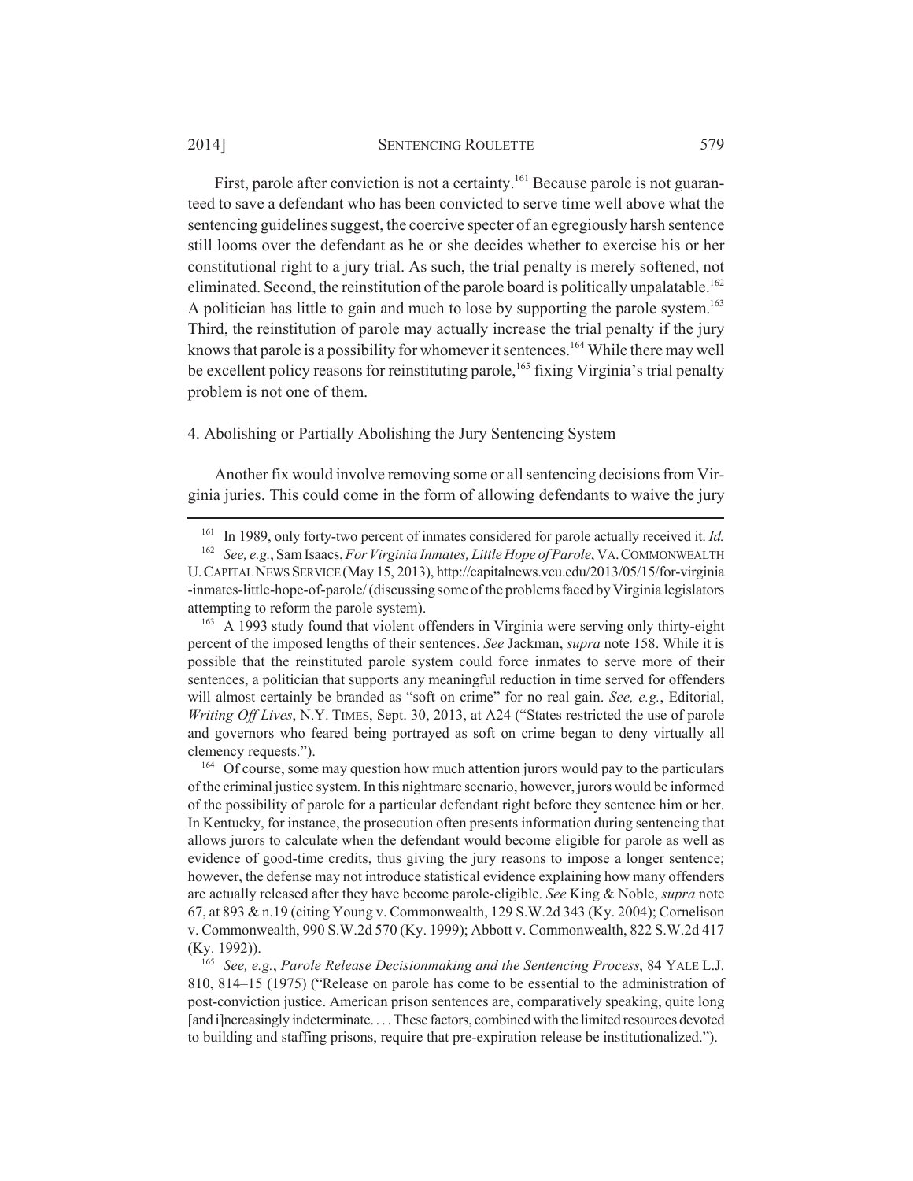First, parole after conviction is not a certainty.[161] Because parole is not guaranteed to save a defendant who has been convicted to serve time well above what the sentencing guidelines suggest, the coercive specter of an egregiously harsh sentence still looms over the defendant as he or she decides whether to exercise his or her constitutional right to a jury trial. As such, the trial penalty is merely softened, not eliminated. Second, the reinstitution of the parole board is politically unpalatable.[162] A politician has little to gain and much to lose by supporting the parole system.[163] Third, the reinstitution of parole may actually increase the trial penalty if the jury knows that parole is a possibility for whomever it sentences.[164] While there may well be excellent policy reasons for reinstituting parole,[165] fixing Virginia's trial penalty problem is not one of them.

#### 4. Abolishing or Partially Abolishing the Jury Sentencing System

Another fix would involve removing some or all sentencing decisions from Virginia juries. This could come in the form of allowing defendants to waive the jury

---

[161] In 1989, only forty-two percent of inmates considered for parole actually received it. *Id.*

[162] *See, e.g.*, Sam Isaacs, *For Virginia Inmates, Little Hope of Parole*, VA. COMMONWEALTH U. CAPITAL NEWS SERVICE (May 15, 2013), http://capitalnews.vcu.edu/2013/05/15/for-virginia-inmates-little-hope-of-parole/ (discussing some of the problems faced by Virginia legislators attempting to reform the parole system).

[163] A 1993 study found that violent offenders in Virginia were serving only thirty-eight percent of the imposed lengths of their sentences. *See* Jackman, *supra* note 158. While it is possible that the reinstituted parole system could force inmates to serve more of their sentences, a politician that supports any meaningful reduction in time served for offenders will almost certainly be branded as "soft on crime" for no real gain. *See, e.g.*, Editorial, *Writing Off Lives*, N.Y. TIMES, Sept. 30, 2013, at A24 ("States restricted the use of parole and governors who feared being portrayed as soft on crime began to deny virtually all clemency requests.").

[164] Of course, some may question how much attention jurors would pay to the particulars of the criminal justice system. In this nightmare scenario, however, jurors would be informed of the possibility of parole for a particular defendant right before they sentence him or her. In Kentucky, for instance, the prosecution often presents information during sentencing that allows jurors to calculate when the defendant would become eligible for parole as well as evidence of good-time credits, thus giving the jury reasons to impose a longer sentence; however, the defense may not introduce statistical evidence explaining how many offenders are actually released after they have become parole-eligible. *See* King & Noble, *supra* note 67, at 893 & n.19 (citing Young v. Commonwealth, 129 S.W.2d 343 (Ky. 2004); Cornelison v. Commonwealth, 990 S.W.2d 570 (Ky. 1999); Abbott v. Commonwealth, 822 S.W.2d 417 (Ky. 1992)).

[165] *See, e.g.*, *Parole Release Decisionmaking and the Sentencing Process*, 84 YALE L.J. 810, 814–15 (1975) ("Release on parole has come to be essential to the administration of post-conviction justice. American prison sentences are, comparatively speaking, quite long [and i]ncreasingly indeterminate. . . . These factors, combined with the limited resources devoted to building and staffing prisons, require that pre-expiration release be institutionalized.").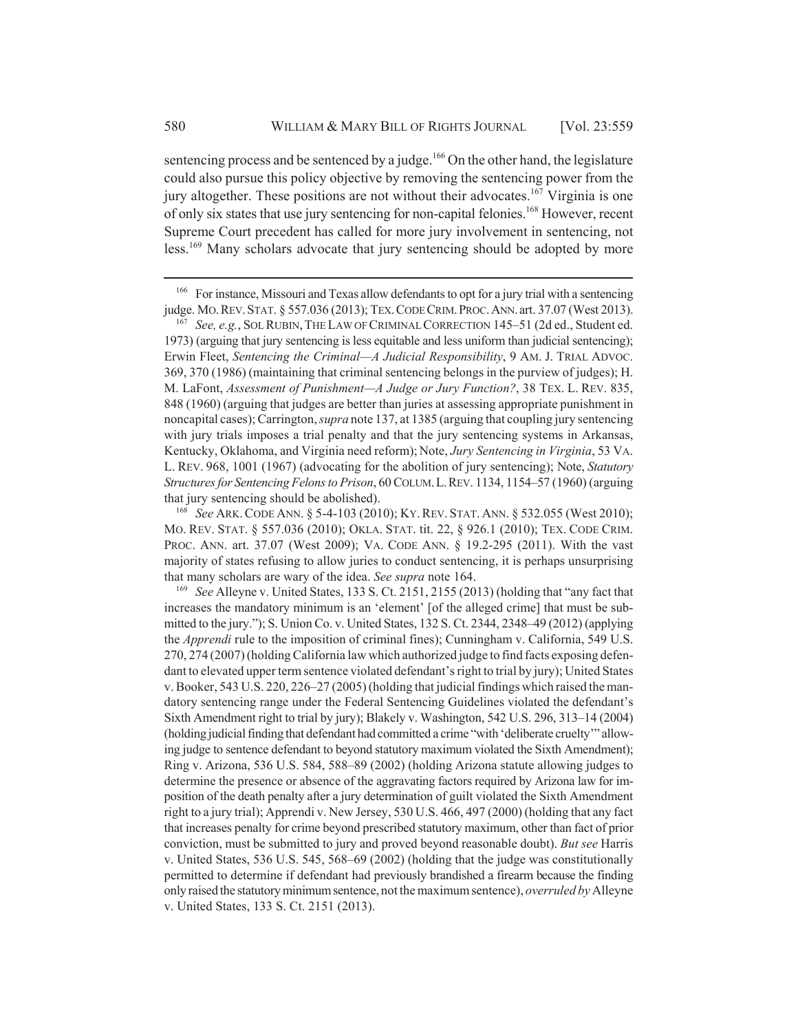sentencing process and be sentenced by a judge.[166] On the other hand, the legislature could also pursue this policy objective by removing the sentencing power from the jury altogether. These positions are not without their advocates.[167] Virginia is one of only six states that use jury sentencing for non-capital felonies.[168] However, recent Supreme Court precedent has called for more jury involvement in sentencing, not less.[169] Many scholars advocate that jury sentencing should be adopted by more

---

[166] For instance, Missouri and Texas allow defendants to opt for a jury trial with a sentencing judge. MO. REV. STAT. § 557.036 (2013); TEX. CODE CRIM. PROC. ANN. art. 37.07 (West 2013).

[167] *See, e.g.*, SOL RUBIN, THE LAW OF CRIMINAL CORRECTION 145–51 (2d ed., Student ed. 1973) (arguing that jury sentencing is less equitable and less uniform than judicial sentencing); Erwin Fleet, *Sentencing the Criminal—A Judicial Responsibility*, 9 AM. J. TRIAL ADVOC. 369, 370 (1986) (maintaining that criminal sentencing belongs in the purview of judges); H. M. LaFont, *Assessment of Punishment—A Judge or Jury Function?*, 38 TEX. L. REV. 835, 848 (1960) (arguing that judges are better than juries at assessing appropriate punishment in noncapital cases); Carrington, *supra* note 137, at 1385 (arguing that coupling jury sentencing with jury trials imposes a trial penalty and that the jury sentencing systems in Arkansas, Kentucky, Oklahoma, and Virginia need reform); Note, *Jury Sentencing in Virginia*, 53 VA. L. REV. 968, 1001 (1967) (advocating for the abolition of jury sentencing); Note, *Statutory Structures for Sentencing Felons to Prison*, 60 COLUM. L. REV. 1134, 1154–57 (1960) (arguing that jury sentencing should be abolished).

[168] *See* ARK. CODE ANN. § 5-4-103 (2010); KY. REV. STAT. ANN. § 532.055 (West 2010); MO. REV. STAT. § 557.036 (2010); OKLA. STAT. tit. 22, § 926.1 (2010); TEX. CODE CRIM. PROC. ANN. art. 37.07 (West 2009); VA. CODE ANN. § 19.2-295 (2011). With the vast majority of states refusing to allow juries to conduct sentencing, it is perhaps unsurprising that many scholars are wary of the idea. *See supra* note 164.

[169] *See* Alleyne v. United States, 133 S. Ct. 2151, 2155 (2013) (holding that "any fact that increases the mandatory minimum is an 'element' [of the alleged crime] that must be submitted to the jury."); S. Union Co. v. United States, 132 S. Ct. 2344, 2348–49 (2012) (applying the *Apprendi* rule to the imposition of criminal fines); Cunningham v. California, 549 U.S. 270, 274 (2007) (holding California law which authorized judge to find facts exposing defendant to elevated upper term sentence violated defendant's right to trial by jury); United States v. Booker, 543 U.S. 220, 226–27 (2005) (holding that judicial findings which raised the mandatory sentencing range under the Federal Sentencing Guidelines violated the defendant's Sixth Amendment right to trial by jury); Blakely v. Washington, 542 U.S. 296, 313–14 (2004) (holding judicial finding that defendant had committed a crime "with 'deliberate cruelty'" allowing judge to sentence defendant to beyond statutory maximum violated the Sixth Amendment); Ring v. Arizona, 536 U.S. 584, 588–89 (2002) (holding Arizona statute allowing judges to determine the presence or absence of the aggravating factors required by Arizona law for imposition of the death penalty after a jury determination of guilt violated the Sixth Amendment right to a jury trial); Apprendi v. New Jersey, 530 U.S. 466, 497 (2000) (holding that any fact that increases penalty for crime beyond prescribed statutory maximum, other than fact of prior conviction, must be submitted to jury and proved beyond reasonable doubt). *But see* Harris v. United States, 536 U.S. 545, 568–69 (2002) (holding that the judge was constitutionally permitted to determine if defendant had previously brandished a firearm because the finding only raised the statutory minimum sentence, not the maximum sentence), *overruled by* Alleyne v. United States, 133 S. Ct. 2151 (2013).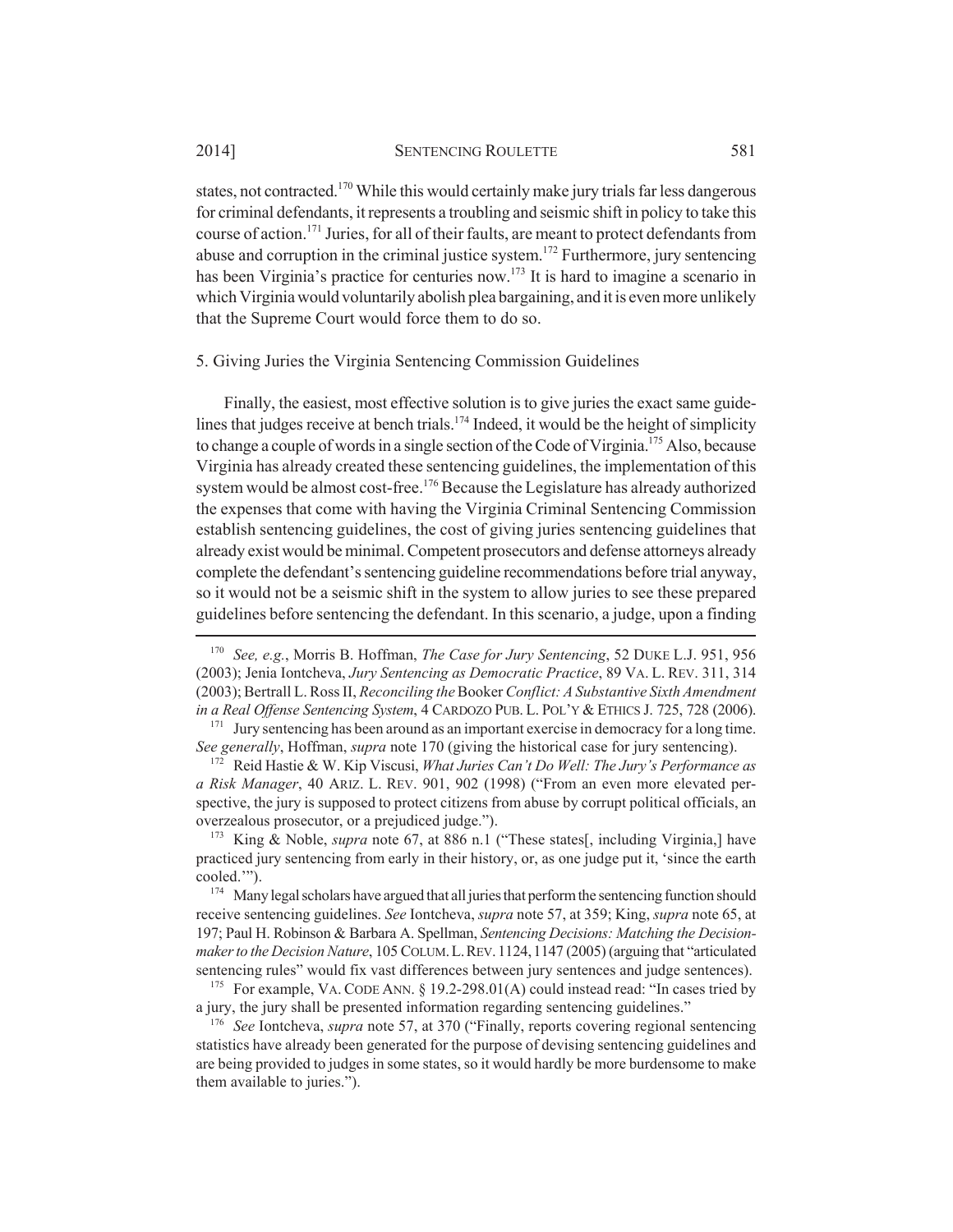states, not contracted.[170] While this would certainly make jury trials far less dangerous for criminal defendants, it represents a troubling and seismic shift in policy to take this course of action.[171] Juries, for all of their faults, are meant to protect defendants from abuse and corruption in the criminal justice system.[172] Furthermore, jury sentencing has been Virginia's practice for centuries now.[173] It is hard to imagine a scenario in which Virginia would voluntarily abolish plea bargaining, and it is even more unlikely that the Supreme Court would force them to do so.

5. Giving Juries the Virginia Sentencing Commission Guidelines

Finally, the easiest, most effective solution is to give juries the exact same guidelines that judges receive at bench trials.[174] Indeed, it would be the height of simplicity to change a couple of words in a single section of the Code of Virginia.[175] Also, because Virginia has already created these sentencing guidelines, the implementation of this system would be almost cost-free.[176] Because the Legislature has already authorized the expenses that come with having the Virginia Criminal Sentencing Commission establish sentencing guidelines, the cost of giving juries sentencing guidelines that already exist would be minimal. Competent prosecutors and defense attorneys already complete the defendant's sentencing guideline recommendations before trial anyway, so it would not be a seismic shift in the system to allow juries to see these prepared guidelines before sentencing the defendant. In this scenario, a judge, upon a finding

---

[170] *See, e.g.*, Morris B. Hoffman, *The Case for Jury Sentencing*, 52 DUKE L.J. 951, 956 (2003); Jenia Iontcheva, *Jury Sentencing as Democratic Practice*, 89 VA. L. REV. 311, 314 (2003); Bertrall L. Ross II, *Reconciling the* Booker *Conflict: A Substantive Sixth Amendment in a Real Offense Sentencing System*, 4 CARDOZO PUB. L. POL'Y & ETHICS J. 725, 728 (2006).

[171] Jury sentencing has been around as an important exercise in democracy for a long time. *See generally*, Hoffman, *supra* note 170 (giving the historical case for jury sentencing).

[172] Reid Hastie & W. Kip Viscusi, *What Juries Can't Do Well: The Jury's Performance as a Risk Manager*, 40 ARIZ. L. REV. 901, 902 (1998) ("From an even more elevated perspective, the jury is supposed to protect citizens from abuse by corrupt political officials, an overzealous prosecutor, or a prejudiced judge.").

[173] King & Noble, *supra* note 67, at 886 n.1 ("These states[, including Virginia,] have practiced jury sentencing from early in their history, or, as one judge put it, 'since the earth cooled.'").

[174] Many legal scholars have argued that all juries that perform the sentencing function should receive sentencing guidelines. *See* Iontcheva, *supra* note 57, at 359; King, *supra* note 65, at 197; Paul H. Robinson & Barbara A. Spellman, *Sentencing Decisions: Matching the Decisionmaker to the Decision Nature*, 105 COLUM. L. REV. 1124, 1147 (2005) (arguing that "articulated sentencing rules" would fix vast differences between jury sentences and judge sentences).

[175] For example, VA. CODE ANN. § 19.2-298.01(A) could instead read: "In cases tried by a jury, the jury shall be presented information regarding sentencing guidelines."

[176] *See* Iontcheva, *supra* note 57, at 370 ("Finally, reports covering regional sentencing statistics have already been generated for the purpose of devising sentencing guidelines and are being provided to judges in some states, so it would hardly be more burdensome to make them available to juries.").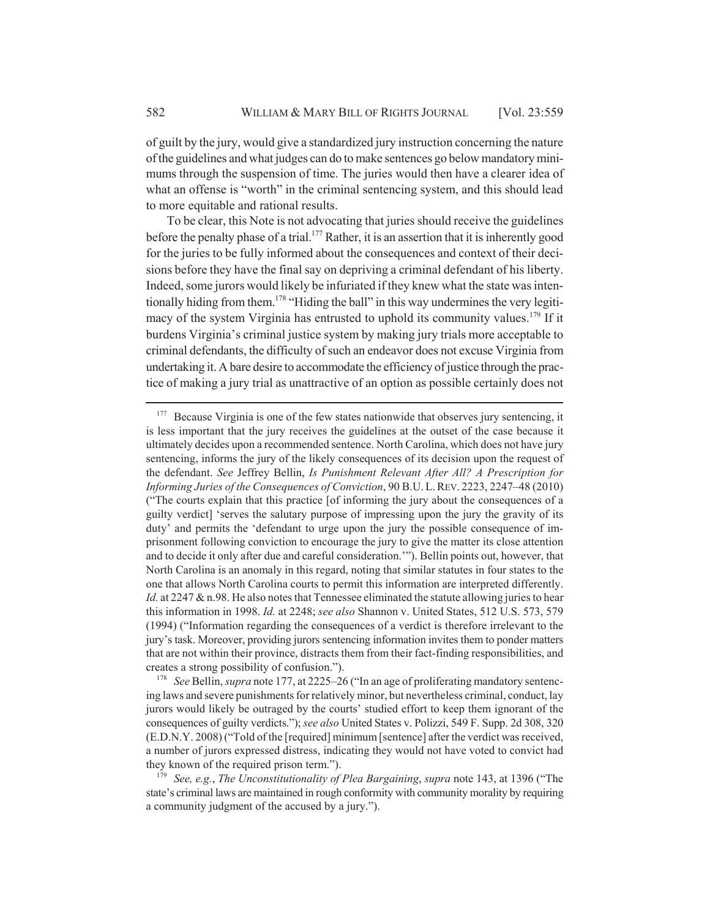of guilt by the jury, would give a standardized jury instruction concerning the nature of the guidelines and what judges can do to make sentences go below mandatory minimums through the suspension of time. The juries would then have a clearer idea of what an offense is "worth" in the criminal sentencing system, and this should lead to more equitable and rational results.

To be clear, this Note is not advocating that juries should receive the guidelines before the penalty phase of a trial.[177] Rather, it is an assertion that it is inherently good for the juries to be fully informed about the consequences and context of their decisions before they have the final say on depriving a criminal defendant of his liberty. Indeed, some jurors would likely be infuriated if they knew what the state was intentionally hiding from them.[178] "Hiding the ball" in this way undermines the very legitimacy of the system Virginia has entrusted to uphold its community values.[179] If it burdens Virginia's criminal justice system by making jury trials more acceptable to criminal defendants, the difficulty of such an endeavor does not excuse Virginia from undertaking it. A bare desire to accommodate the efficiency of justice through the practice of making a jury trial as unattractive of an option as possible certainly does not

---

[177] Because Virginia is one of the few states nationwide that observes jury sentencing, it is less important that the jury receives the guidelines at the outset of the case because it ultimately decides upon a recommended sentence. North Carolina, which does not have jury sentencing, informs the jury of the likely consequences of its decision upon the request of the defendant. *See* Jeffrey Bellin, *Is Punishment Relevant After All? A Prescription for Informing Juries of the Consequences of Conviction*, 90 B.U. L. REV. 2223, 2247–48 (2010) ("The courts explain that this practice [of informing the jury about the consequences of a guilty verdict] 'serves the salutary purpose of impressing upon the jury the gravity of its duty' and permits the 'defendant to urge upon the jury the possible consequence of imprisonment following conviction to encourage the jury to give the matter its close attention and to decide it only after due and careful consideration.'"). Bellin points out, however, that North Carolina is an anomaly in this regard, noting that similar statutes in four states to the one that allows North Carolina courts to permit this information are interpreted differently. *Id.* at 2247 & n.98. He also notes that Tennessee eliminated the statute allowing juries to hear this information in 1998. *Id.* at 2248; *see also* Shannon v. United States, 512 U.S. 573, 579 (1994) ("Information regarding the consequences of a verdict is therefore irrelevant to the jury's task. Moreover, providing jurors sentencing information invites them to ponder matters that are not within their province, distracts them from their fact-finding responsibilities, and creates a strong possibility of confusion.").

[178] *See* Bellin, *supra* note 177, at 2225–26 ("In an age of proliferating mandatory sentencing laws and severe punishments for relatively minor, but nevertheless criminal, conduct, lay jurors would likely be outraged by the courts' studied effort to keep them ignorant of the consequences of guilty verdicts."); *see also* United States v. Polizzi, 549 F. Supp. 2d 308, 320 (E.D.N.Y. 2008) ("Told of the [required] minimum [sentence] after the verdict was received, a number of jurors expressed distress, indicating they would not have voted to convict had they known of the required prison term.").

[179] *See, e.g.*, *The Unconstitutionality of Plea Bargaining*, *supra* note 143, at 1396 ("The state's criminal laws are maintained in rough conformity with community morality by requiring a community judgment of the accused by a jury.").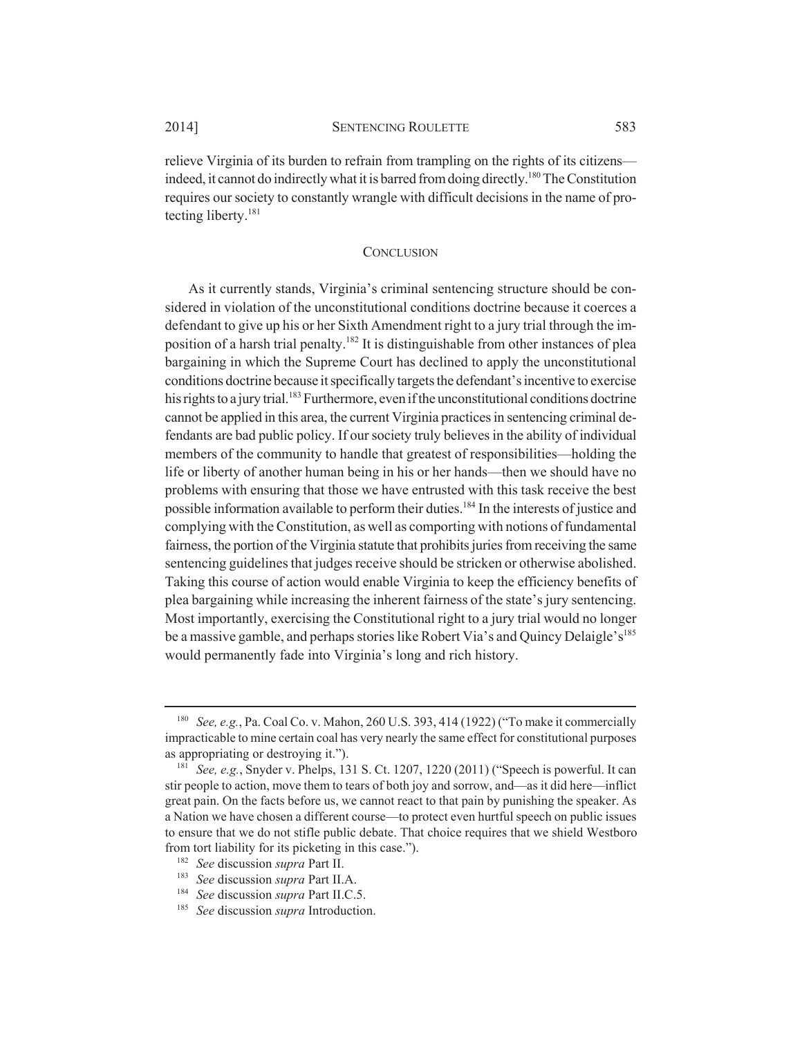relieve Virginia of its burden to refrain from trampling on the rights of its citizens—indeed, it cannot do indirectly what it is barred from doing directly.[180] The Constitution requires our society to constantly wrangle with difficult decisions in the name of protecting liberty.[181]

## CONCLUSION

As it currently stands, Virginia's criminal sentencing structure should be considered in violation of the unconstitutional conditions doctrine because it coerces a defendant to give up his or her Sixth Amendment right to a jury trial through the imposition of a harsh trial penalty.[182] It is distinguishable from other instances of plea bargaining in which the Supreme Court has declined to apply the unconstitutional conditions doctrine because it specifically targets the defendant's incentive to exercise his rights to a jury trial.[183] Furthermore, even if the unconstitutional conditions doctrine cannot be applied in this area, the current Virginia practices in sentencing criminal defendants are bad public policy. If our society truly believes in the ability of individual members of the community to handle that greatest of responsibilities—holding the life or liberty of another human being in his or her hands—then we should have no problems with ensuring that those we have entrusted with this task receive the best possible information available to perform their duties.[184] In the interests of justice and complying with the Constitution, as well as comporting with notions of fundamental fairness, the portion of the Virginia statute that prohibits juries from receiving the same sentencing guidelines that judges receive should be stricken or otherwise abolished. Taking this course of action would enable Virginia to keep the efficiency benefits of plea bargaining while increasing the inherent fairness of the state's jury sentencing. Most importantly, exercising the Constitutional right to a jury trial would no longer be a massive gamble, and perhaps stories like Robert Via's and Quincy Delaigle's[185] would permanently fade into Virginia's long and rich history.

---

[180] *See, e.g.*, Pa. Coal Co. v. Mahon, 260 U.S. 393, 414 (1922) ("To make it commercially impracticable to mine certain coal has very nearly the same effect for constitutional purposes as appropriating or destroying it.").

[181] *See, e.g.*, Snyder v. Phelps, 131 S. Ct. 1207, 1220 (2011) ("Speech is powerful. It can stir people to action, move them to tears of both joy and sorrow, and—as it did here—inflict great pain. On the facts before us, we cannot react to that pain by punishing the speaker. As a Nation we have chosen a different course—to protect even hurtful speech on public issues to ensure that we do not stifle public debate. That choice requires that we shield Westboro from tort liability for its picketing in this case.").

[182] *See* discussion *supra* Part II.

[183] *See* discussion *supra* Part II.A.

[184] *See* discussion *supra* Part II.C.5.

[185] *See* discussion *supra* Introduction.